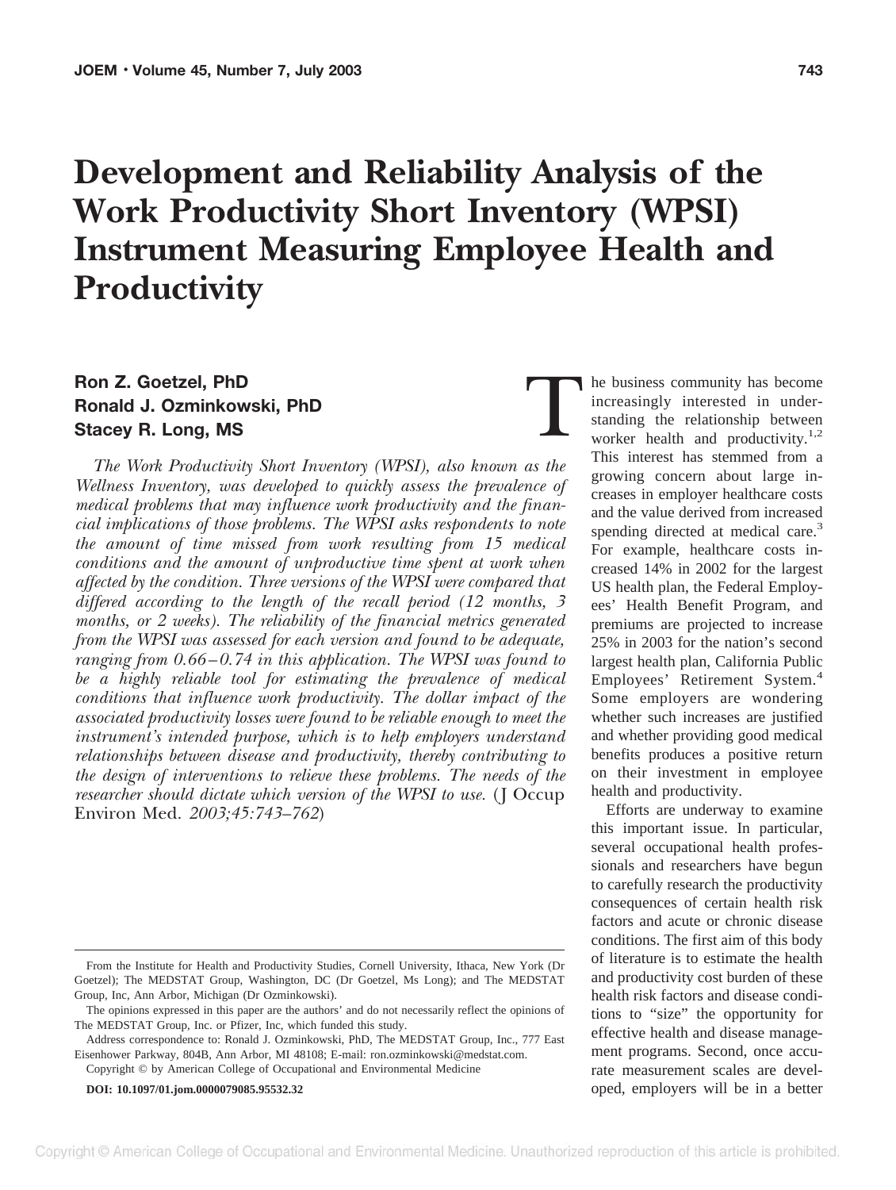# Development and Reliability Analysis of the Work Productivity Short Inventory (WPSI) Instrument Measuring Employee Health and Productivity

**Ron Z. Goetzel, PhD**
**Ronald J. Ozminkowski, PhD**
**Stacey R. Long, MS**

*The Work Productivity Short Inventory (WPSI), also known as the Wellness Inventory, was developed to quickly assess the prevalence of medical problems that may influence work productivity and the financial implications of those problems. The WPSI asks respondents to note the amount of time missed from work resulting from 15 medical conditions and the amount of unproductive time spent at work when affected by the condition. Three versions of the WPSI were compared that differed according to the length of the recall period (12 months, 3 months, or 2 weeks). The reliability of the financial metrics generated from the WPSI was assessed for each version and found to be adequate, ranging from 0.66–0.74 in this application. The WPSI was found to be a highly reliable tool for estimating the prevalence of medical conditions that influence work productivity. The dollar impact of the associated productivity losses were found to be reliable enough to meet the instrument's intended purpose, which is to help employers understand relationships between disease and productivity, thereby contributing to the design of interventions to relieve these problems. The needs of the researcher should dictate which version of the WPSI to use.* (J Occup Environ Med. *2003;45:743–762*)

From the Institute for Health and Productivity Studies, Cornell University, Ithaca, New York (Dr Goetzel); The MEDSTAT Group, Washington, DC (Dr Goetzel, Ms Long); and The MEDSTAT Group, Inc, Ann Arbor, Michigan (Dr Ozminkowski).

The opinions expressed in this paper are the authors' and do not necessarily reflect the opinions of The MEDSTAT Group, Inc. or Pfizer, Inc, which funded this study.

Address correspondence to: Ronald J. Ozminkowski, PhD, The MEDSTAT Group, Inc., 777 East Eisenhower Parkway, 804B, Ann Arbor, MI 48108; E-mail: ron.ozminkowski@medstat.com.

Copyright © by American College of Occupational and Environmental Medicine

**DOI: 10.1097/01.jom.0000079085.95532.32**

The business community has become increasingly interested in understanding the relationship between worker health and productivity.[1,2] This interest has stemmed from a growing concern about large increases in employer healthcare costs and the value derived from increased spending directed at medical care.[3] For example, healthcare costs increased 14% in 2002 for the largest US health plan, the Federal Employees' Health Benefit Program, and premiums are projected to increase 25% in 2003 for the nation's second largest health plan, California Public Employees' Retirement System.[4] Some employers are wondering whether such increases are justified and whether providing good medical benefits produces a positive return on their investment in employee health and productivity.

Efforts are underway to examine this important issue. In particular, several occupational health professionals and researchers have begun to carefully research the productivity consequences of certain health risk factors and acute or chronic disease conditions. The first aim of this body of literature is to estimate the health and productivity cost burden of these health risk factors and disease conditions to "size" the opportunity for effective health and disease management programs. Second, once accurate measurement scales are developed, employers will be in a better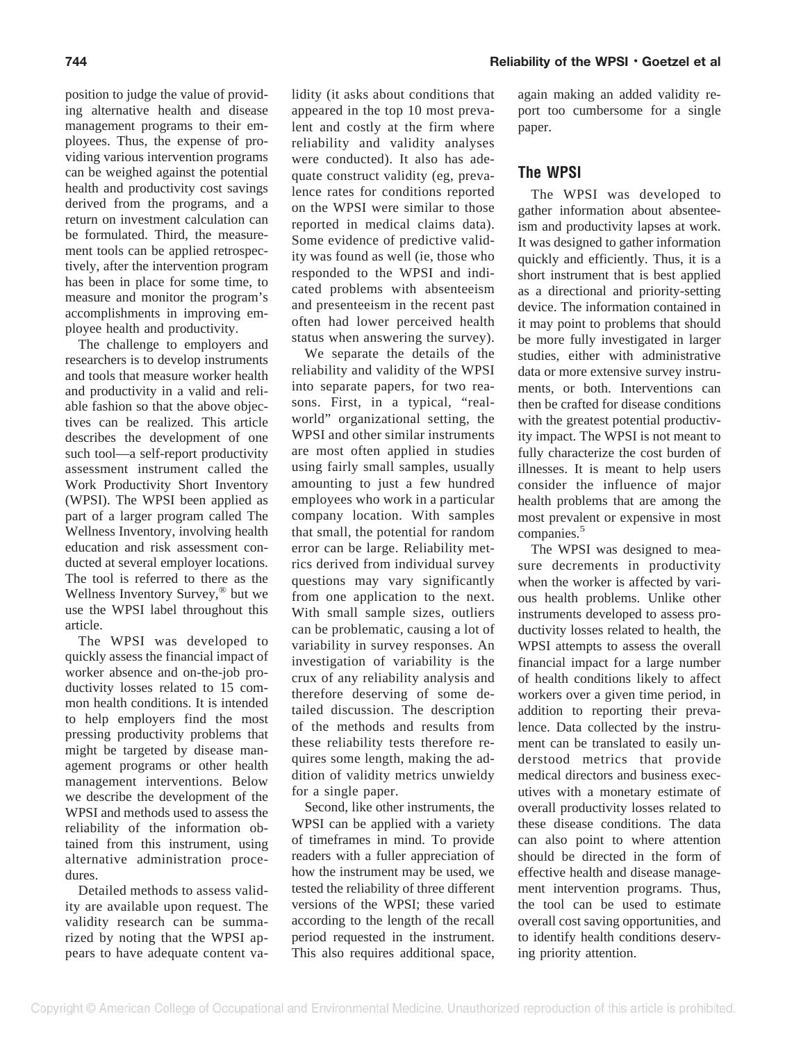position to judge the value of providing alternative health and disease management programs to their employees. Thus, the expense of providing various intervention programs can be weighed against the potential health and productivity cost savings derived from the programs, and a return on investment calculation can be formulated. Third, the measurement tools can be applied retrospectively, after the intervention program has been in place for some time, to measure and monitor the program's accomplishments in improving employee health and productivity.

The challenge to employers and researchers is to develop instruments and tools that measure worker health and productivity in a valid and reliable fashion so that the above objectives can be realized. This article describes the development of one such tool—a self-report productivity assessment instrument called the Work Productivity Short Inventory (WPSI). The WPSI been applied as part of a larger program called The Wellness Inventory, involving health education and risk assessment conducted at several employer locations. The tool is referred to there as the Wellness Inventory Survey,® but we use the WPSI label throughout this article.

The WPSI was developed to quickly assess the financial impact of worker absence and on-the-job productivity losses related to 15 common health conditions. It is intended to help employers find the most pressing productivity problems that might be targeted by disease management programs or other health management interventions. Below we describe the development of the WPSI and methods used to assess the reliability of the information obtained from this instrument, using alternative administration procedures.

Detailed methods to assess validity are available upon request. The validity research can be summarized by noting that the WPSI appears to have adequate content validity (it asks about conditions that appeared in the top 10 most prevalent and costly at the firm where reliability and validity analyses were conducted). It also has adequate construct validity (eg, prevalence rates for conditions reported on the WPSI were similar to those reported in medical claims data). Some evidence of predictive validity was found as well (ie, those who responded to the WPSI and indicated problems with absenteeism and presenteeism in the recent past often had lower perceived health status when answering the survey).

We separate the details of the reliability and validity of the WPSI into separate papers, for two reasons. First, in a typical, "real-world" organizational setting, the WPSI and other similar instruments are most often applied in studies using fairly small samples, usually amounting to just a few hundred employees who work in a particular company location. With samples that small, the potential for random error can be large. Reliability metrics derived from individual survey questions may vary significantly from one application to the next. With small sample sizes, outliers can be problematic, causing a lot of variability in survey responses. An investigation of variability is the crux of any reliability analysis and therefore deserving of some detailed discussion. The description of the methods and results from these reliability tests therefore requires some length, making the addition of validity metrics unwieldy for a single paper.

Second, like other instruments, the WPSI can be applied with a variety of timeframes in mind. To provide readers with a fuller appreciation of how the instrument may be used, we tested the reliability of three different versions of the WPSI; these varied according to the length of the recall period requested in the instrument. This also requires additional space, again making an added validity report too cumbersome for a single paper.

## The WPSI

The WPSI was developed to gather information about absenteeism and productivity lapses at work. It was designed to gather information quickly and efficiently. Thus, it is a short instrument that is best applied as a directional and priority-setting device. The information contained in it may point to problems that should be more fully investigated in larger studies, either with administrative data or more extensive survey instruments, or both. Interventions can then be crafted for disease conditions with the greatest potential productivity impact. The WPSI is not meant to fully characterize the cost burden of illnesses. It is meant to help users consider the influence of major health problems that are among the most prevalent or expensive in most companies.[5]

The WPSI was designed to measure decrements in productivity when the worker is affected by various health problems. Unlike other instruments developed to assess productivity losses related to health, the WPSI attempts to assess the overall financial impact for a large number of health conditions likely to affect workers over a given time period, in addition to reporting their prevalence. Data collected by the instrument can be translated to easily understood metrics that provide medical directors and business executives with a monetary estimate of overall productivity losses related to these disease conditions. The data can also point to where attention should be directed in the form of effective health and disease management intervention programs. Thus, the tool can be used to estimate overall cost saving opportunities, and to identify health conditions deserving priority attention.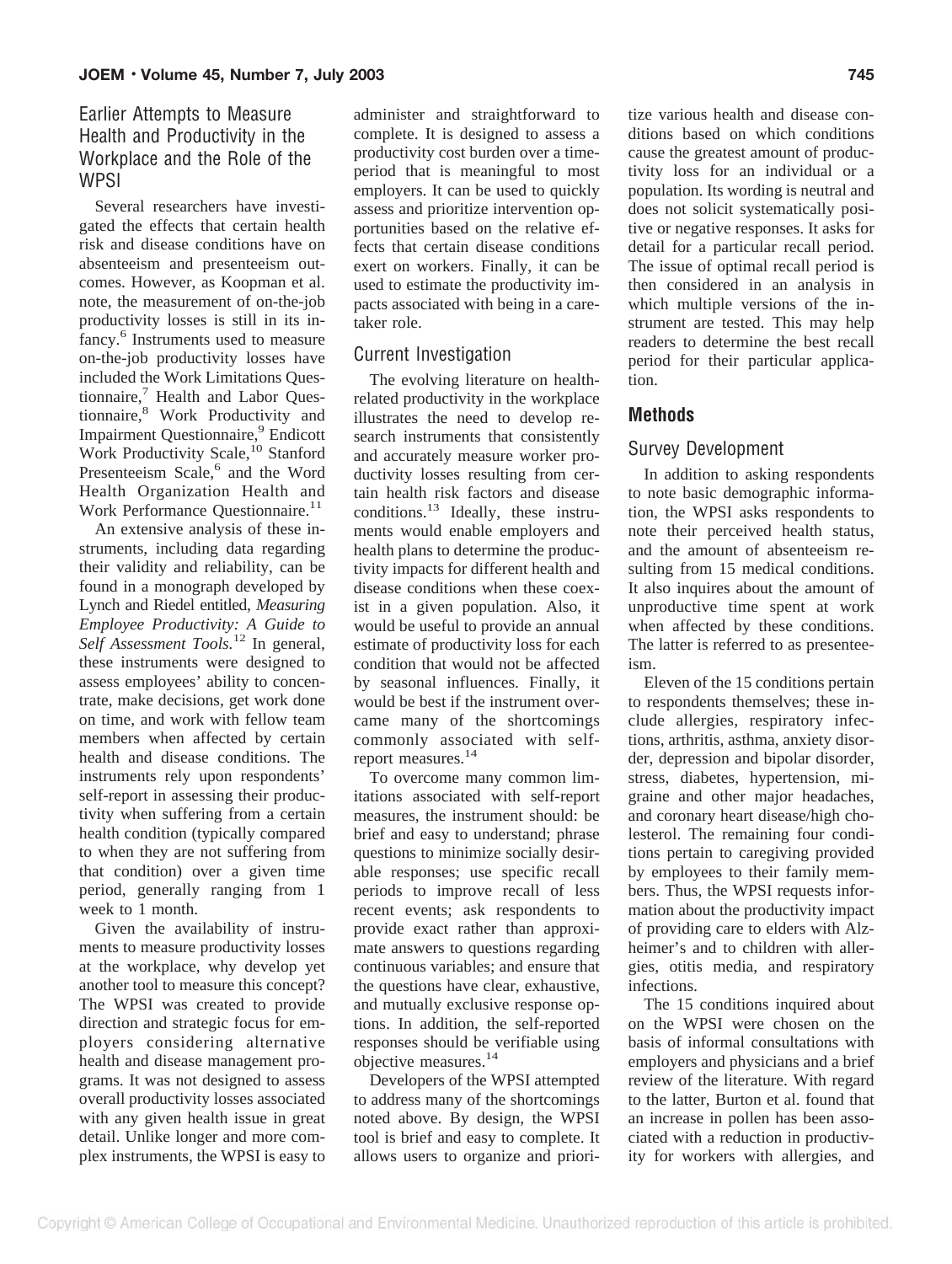## Earlier Attempts to Measure Health and Productivity in the Workplace and the Role of the WPSI

Several researchers have investigated the effects that certain health risk and disease conditions have on absenteeism and presenteeism outcomes. However, as Koopman et al. note, the measurement of on-the-job productivity losses is still in its infancy.[6] Instruments used to measure on-the-job productivity losses have included the Work Limitations Questionnaire,[7] Health and Labor Questionnaire,[8] Work Productivity and Impairment Questionnaire,[9] Endicott Work Productivity Scale,[10] Stanford Presenteeism Scale,[6] and the Word Health Organization Health and Work Performance Questionnaire.[11]

An extensive analysis of these instruments, including data regarding their validity and reliability, can be found in a monograph developed by Lynch and Riedel entitled, *Measuring Employee Productivity: A Guide to Self Assessment Tools.*[12] In general, these instruments were designed to assess employees' ability to concentrate, make decisions, get work done on time, and work with fellow team members when affected by certain health and disease conditions. The instruments rely upon respondents' self-report in assessing their productivity when suffering from a certain health condition (typically compared to when they are not suffering from that condition) over a given time period, generally ranging from 1 week to 1 month.

Given the availability of instruments to measure productivity losses at the workplace, why develop yet another tool to measure this concept? The WPSI was created to provide direction and strategic focus for employers considering alternative health and disease management programs. It was not designed to assess overall productivity losses associated with any given health issue in great detail. Unlike longer and more complex instruments, the WPSI is easy to administer and straightforward to complete. It is designed to assess a productivity cost burden over a timeperiod that is meaningful to most employers. It can be used to quickly assess and prioritize intervention opportunities based on the relative effects that certain disease conditions exert on workers. Finally, it can be used to estimate the productivity impacts associated with being in a caretaker role.

## Current Investigation

The evolving literature on health-related productivity in the workplace illustrates the need to develop research instruments that consistently and accurately measure worker productivity losses resulting from certain health risk factors and disease conditions.[13] Ideally, these instruments would enable employers and health plans to determine the productivity impacts for different health and disease conditions when these coexist in a given population. Also, it would be useful to provide an annual estimate of productivity loss for each condition that would not be affected by seasonal influences. Finally, it would be best if the instrument overcame many of the shortcomings commonly associated with self-report measures.[14]

To overcome many common limitations associated with self-report measures, the instrument should: be brief and easy to understand; phrase questions to minimize socially desirable responses; use specific recall periods to improve recall of less recent events; ask respondents to provide exact rather than approximate answers to questions regarding continuous variables; and ensure that the questions have clear, exhaustive, and mutually exclusive response options. In addition, the self-reported responses should be verifiable using objective measures.[14]

Developers of the WPSI attempted to address many of the shortcomings noted above. By design, the WPSI tool is brief and easy to complete. It allows users to organize and prioritize various health and disease conditions based on which conditions cause the greatest amount of productivity loss for an individual or a population. Its wording is neutral and does not solicit systematically positive or negative responses. It asks for detail for a particular recall period. The issue of optimal recall period is then considered in an analysis in which multiple versions of the instrument are tested. This may help readers to determine the best recall period for their particular application.

# Methods

## Survey Development

In addition to asking respondents to note basic demographic information, the WPSI asks respondents to note their perceived health status, and the amount of absenteeism resulting from 15 medical conditions. It also inquires about the amount of unproductive time spent at work when affected by these conditions. The latter is referred to as presenteeism.

Eleven of the 15 conditions pertain to respondents themselves; these include allergies, respiratory infections, arthritis, asthma, anxiety disorder, depression and bipolar disorder, stress, diabetes, hypertension, migraine and other major headaches, and coronary heart disease/high cholesterol. The remaining four conditions pertain to caregiving provided by employees to their family members. Thus, the WPSI requests information about the productivity impact of providing care to elders with Alzheimer's and to children with allergies, otitis media, and respiratory infections.

The 15 conditions inquired about on the WPSI were chosen on the basis of informal consultations with employers and physicians and a brief review of the literature. With regard to the latter, Burton et al. found that an increase in pollen has been associated with a reduction in productivity for workers with allergies, and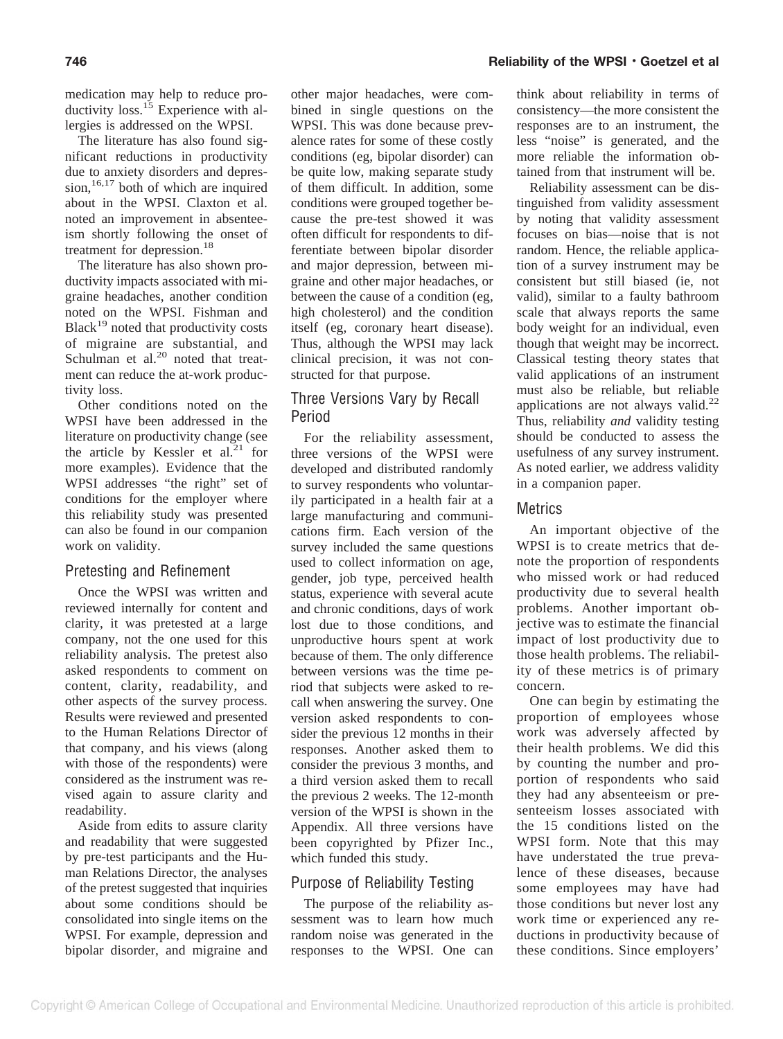medication may help to reduce productivity loss.[15] Experience with allergies is addressed on the WPSI.

The literature has also found significant reductions in productivity due to anxiety disorders and depression,[16,17] both of which are inquired about in the WPSI. Claxton et al. noted an improvement in absenteeism shortly following the onset of treatment for depression.[18]

The literature has also shown productivity impacts associated with migraine headaches, another condition noted on the WPSI. Fishman and Black[19] noted that productivity costs of migraine are substantial, and Schulman et al.[20] noted that treatment can reduce the at-work productivity loss.

Other conditions noted on the WPSI have been addressed in the literature on productivity change (see the article by Kessler et al.[21] for more examples). Evidence that the WPSI addresses "the right" set of conditions for the employer where this reliability study was presented can also be found in our companion work on validity.

## Pretesting and Refinement

Once the WPSI was written and reviewed internally for content and clarity, it was pretested at a large company, not the one used for this reliability analysis. The pretest also asked respondents to comment on content, clarity, readability, and other aspects of the survey process. Results were reviewed and presented to the Human Relations Director of that company, and his views (along with those of the respondents) were considered as the instrument was revised again to assure clarity and readability.

Aside from edits to assure clarity and readability that were suggested by pre-test participants and the Human Relations Director, the analyses of the pretest suggested that inquiries about some conditions should be consolidated into single items on the WPSI. For example, depression and bipolar disorder, and migraine and other major headaches, were combined in single questions on the WPSI. This was done because prevalence rates for some of these costly conditions (eg, bipolar disorder) can be quite low, making separate study of them difficult. In addition, some conditions were grouped together because the pre-test showed it was often difficult for respondents to differentiate between bipolar disorder and major depression, between migraine and other major headaches, or between the cause of a condition (eg, high cholesterol) and the condition itself (eg, coronary heart disease). Thus, although the WPSI may lack clinical precision, it was not constructed for that purpose.

## Three Versions Vary by Recall Period

For the reliability assessment, three versions of the WPSI were developed and distributed randomly to survey respondents who voluntarily participated in a health fair at a large manufacturing and communications firm. Each version of the survey included the same questions used to collect information on age, gender, job type, perceived health status, experience with several acute and chronic conditions, days of work lost due to those conditions, and unproductive hours spent at work because of them. The only difference between versions was the time period that subjects were asked to recall when answering the survey. One version asked respondents to consider the previous 12 months in their responses. Another asked them to consider the previous 3 months, and a third version asked them to recall the previous 2 weeks. The 12-month version of the WPSI is shown in the Appendix. All three versions have been copyrighted by Pfizer Inc., which funded this study.

## Purpose of Reliability Testing

The purpose of the reliability assessment was to learn how much random noise was generated in the responses to the WPSI. One can think about reliability in terms of consistency—the more consistent the responses are to an instrument, the less "noise" is generated, and the more reliable the information obtained from that instrument will be.

Reliability assessment can be distinguished from validity assessment by noting that validity assessment focuses on bias—noise that is not random. Hence, the reliable application of a survey instrument may be consistent but still biased (ie, not valid), similar to a faulty bathroom scale that always reports the same body weight for an individual, even though that weight may be incorrect. Classical testing theory states that valid applications of an instrument must also be reliable, but reliable applications are not always valid.[22] Thus, reliability *and* validity testing should be conducted to assess the usefulness of any survey instrument. As noted earlier, we address validity in a companion paper.

## Metrics

An important objective of the WPSI is to create metrics that denote the proportion of respondents who missed work or had reduced productivity due to several health problems. Another important objective was to estimate the financial impact of lost productivity due to those health problems. The reliability of these metrics is of primary concern.

One can begin by estimating the proportion of employees whose work was adversely affected by their health problems. We did this by counting the number and proportion of respondents who said they had any absenteeism or presenteeism losses associated with the 15 conditions listed on the WPSI form. Note that this may have understated the true prevalence of these diseases, because some employees may have had those conditions but never lost any work time or experienced any reductions in productivity because of these conditions. Since employers'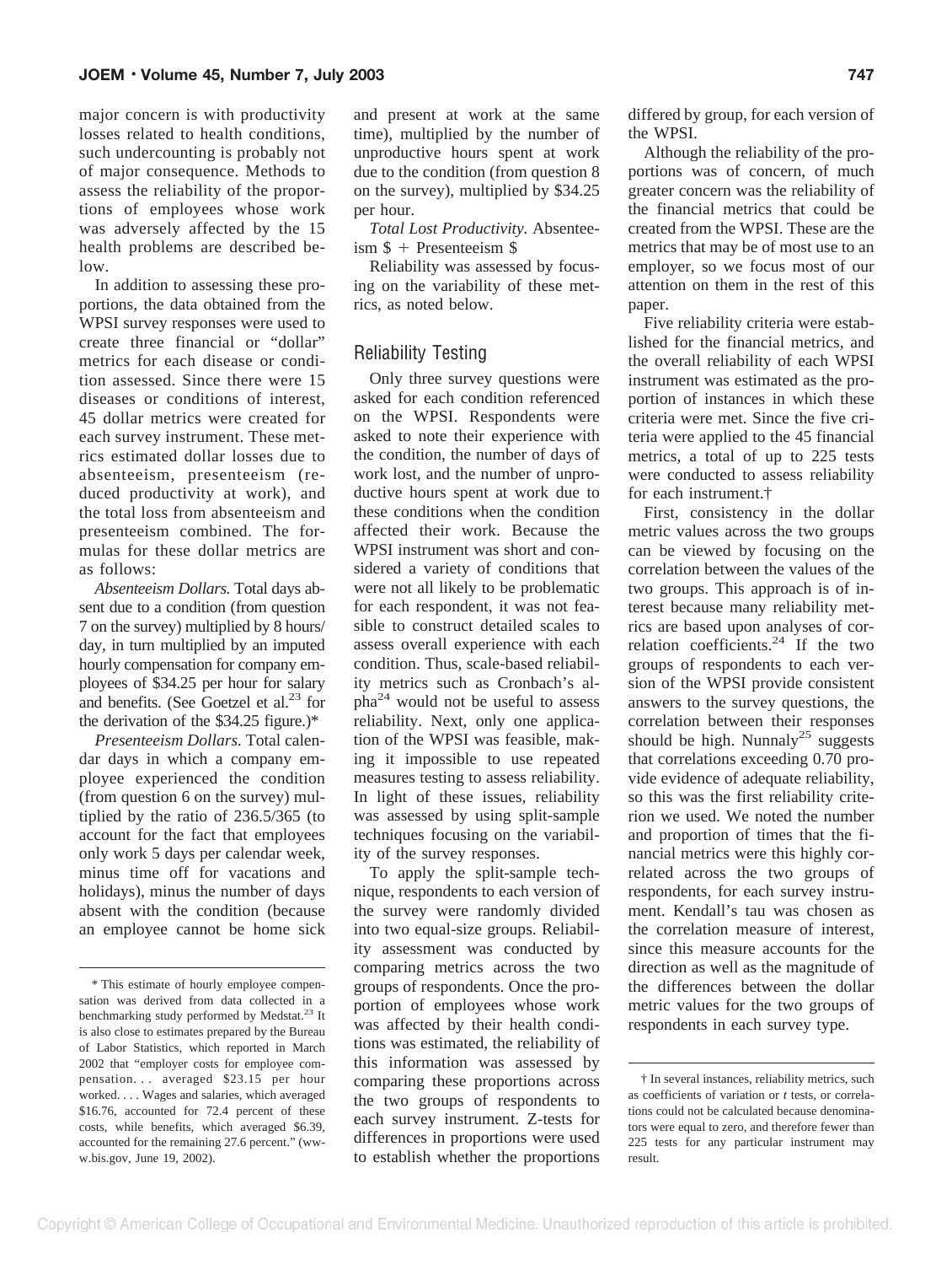major concern is with productivity losses related to health conditions, such undercounting is probably not of major consequence. Methods to assess the reliability of the proportions of employees whose work was adversely affected by the 15 health problems are described below.

In addition to assessing these proportions, the data obtained from the WPSI survey responses were used to create three financial or "dollar" metrics for each disease or condition assessed. Since there were 15 diseases or conditions of interest, 45 dollar metrics were created for each survey instrument. These metrics estimated dollar losses due to absenteeism, presenteeism (reduced productivity at work), and the total loss from absenteeism and presenteeism combined. The formulas for these dollar metrics are as follows:

*Absenteeism Dollars.* Total days absent due to a condition (from question 7 on the survey) multiplied by 8 hours/day, in turn multiplied by an imputed hourly compensation for company employees of $34.25 per hour for salary and benefits. (See Goetzel et al.[23] for the derivation of the $34.25 figure.)*

*Presenteeism Dollars.* Total calendar days in which a company employee experienced the condition (from question 6 on the survey) multiplied by the ratio of 236.5/365 (to account for the fact that employees only work 5 days per calendar week, minus time off for vacations and holidays), minus the number of days absent with the condition (because an employee cannot be home sick and present at work at the same time), multiplied by the number of unproductive hours spent at work due to the condition (from question 8 on the survey), multiplied by $34.25 per hour.

*Total Lost Productivity.* Absenteeism $ + Presenteeism $

Reliability was assessed by focusing on the variability of these metrics, as noted below.

## Reliability Testing

Only three survey questions were asked for each condition referenced on the WPSI. Respondents were asked to note their experience with the condition, the number of days of work lost, and the number of unproductive hours spent at work due to these conditions when the condition affected their work. Because the WPSI instrument was short and considered a variety of conditions that were not all likely to be problematic for each respondent, it was not feasible to construct detailed scales to assess overall experience with each condition. Thus, scale-based reliability metrics such as Cronbach's alpha[24] would not be useful to assess reliability. Next, only one application of the WPSI was feasible, making it impossible to use repeated measures testing to assess reliability. In light of these issues, reliability was assessed by using split-sample techniques focusing on the variability of the survey responses.

To apply the split-sample technique, respondents to each version of the survey were randomly divided into two equal-size groups. Reliability assessment was conducted by comparing metrics across the two groups of respondents. Once the proportion of employees whose work was affected by their health conditions was estimated, the reliability of this information was assessed by comparing these proportions across the two groups of respondents to each survey instrument. Z-tests for differences in proportions were used to establish whether the proportions differed by group, for each version of the WPSI.

Although the reliability of the proportions was of concern, of much greater concern was the reliability of the financial metrics that could be created from the WPSI. These are the metrics that may be of most use to an employer, so we focus most of our attention on them in the rest of this paper.

Five reliability criteria were established for the financial metrics, and the overall reliability of each WPSI instrument was estimated as the proportion of instances in which these criteria were met. Since the five criteria were applied to the 45 financial metrics, a total of up to 225 tests were conducted to assess reliability for each instrument.†

First, consistency in the dollar metric values across the two groups can be viewed by focusing on the correlation between the values of the two groups. This approach is of interest because many reliability metrics are based upon analyses of correlation coefficients.[24] If the two groups of respondents to each version of the WPSI provide consistent answers to the survey questions, the correlation between their responses should be high. Nunnaly[25] suggests that correlations exceeding 0.70 provide evidence of adequate reliability, so this was the first reliability criterion we used. We noted the number and proportion of times that the financial metrics were this highly correlated across the two groups of respondents, for each survey instrument. Kendall's tau was chosen as the correlation measure of interest, since this measure accounts for the direction as well as the magnitude of the differences between the dollar metric values for the two groups of respondents in each survey type.

---

\* This estimate of hourly employee compensation was derived from data collected in a benchmarking study performed by Medstat.[23] It is also close to estimates prepared by the Bureau of Labor Statistics, which reported in March 2002 that "employer costs for employee compensation. . . averaged $23.15 per hour worked. . . . Wages and salaries, which averaged $16.76, accounted for 72.4 percent of these costs, while benefits, which averaged $6.39, accounted for the remaining 27.6 percent." (www.bis.gov, June 19, 2002).

† In several instances, reliability metrics, such as coefficients of variation or *t* tests, or correlations could not be calculated because denominators were equal to zero, and therefore fewer than 225 tests for any particular instrument may result.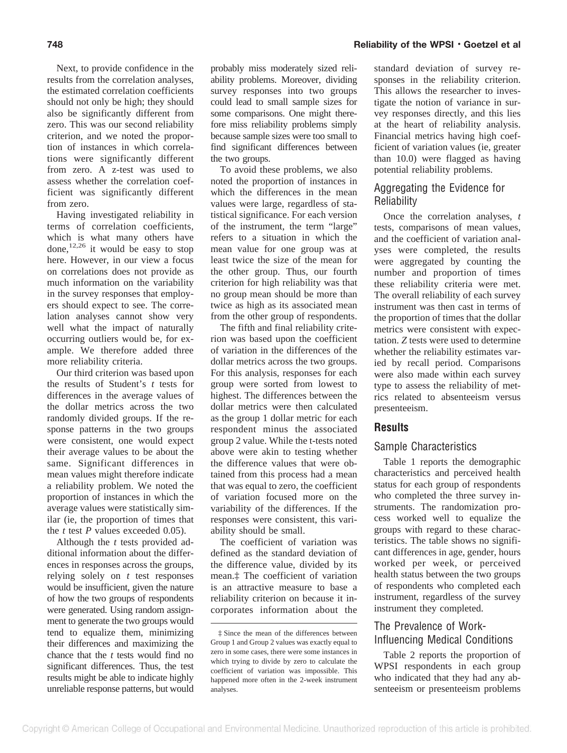Next, to provide confidence in the results from the correlation analyses, the estimated correlation coefficients should not only be high; they should also be significantly different from zero. This was our second reliability criterion, and we noted the proportion of instances in which correlations were significantly different from zero. A z-test was used to assess whether the correlation coefficient was significantly different from zero.

Having investigated reliability in terms of correlation coefficients, which is what many others have done,[12,26] it would be easy to stop here. However, in our view a focus on correlations does not provide as much information on the variability in the survey responses that employers should expect to see. The correlation analyses cannot show very well what the impact of naturally occurring outliers would be, for example. We therefore added three more reliability criteria.

Our third criterion was based upon the results of Student's *t* tests for differences in the average values of the dollar metrics across the two randomly divided groups. If the response patterns in the two groups were consistent, one would expect their average values to be about the same. Significant differences in mean values might therefore indicate a reliability problem. We noted the proportion of instances in which the average values were statistically similar (ie, the proportion of times that the *t* test *P* values exceeded 0.05).

Although the *t* tests provided additional information about the differences in responses across the groups, relying solely on *t* test responses would be insufficient, given the nature of how the two groups of respondents were generated. Using random assignment to generate the two groups would tend to equalize them, minimizing their differences and maximizing the chance that the *t* tests would find no significant differences. Thus, the test results might be able to indicate highly unreliable response patterns, but would probably miss moderately sized reliability problems. Moreover, dividing survey responses into two groups could lead to small sample sizes for some comparisons. One might therefore miss reliability problems simply because sample sizes were too small to find significant differences between the two groups.

To avoid these problems, we also noted the proportion of instances in which the differences in the mean values were large, regardless of statistical significance. For each version of the instrument, the term "large" refers to a situation in which the mean value for one group was at least twice the size of the mean for the other group. Thus, our fourth criterion for high reliability was that no group mean should be more than twice as high as its associated mean from the other group of respondents.

The fifth and final reliability criterion was based upon the coefficient of variation in the differences of the dollar metrics across the two groups. For this analysis, responses for each group were sorted from lowest to highest. The differences between the dollar metrics were then calculated as the group 1 dollar metric for each respondent minus the associated group 2 value. While the t-tests noted above were akin to testing whether the difference values that were obtained from this process had a mean that was equal to zero, the coefficient of variation focused more on the variability of the differences. If the responses were consistent, this variability should be small.

The coefficient of variation was defined as the standard deviation of the difference value, divided by its mean.‡ The coefficient of variation is an attractive measure to base a reliability criterion on because it incorporates information about the standard deviation of survey responses in the reliability criterion. This allows the researcher to investigate the notion of variance in survey responses directly, and this lies at the heart of reliability analysis. Financial metrics having high coefficient of variation values (ie, greater than 10.0) were flagged as having potential reliability problems.

‡ Since the mean of the differences between Group 1 and Group 2 values was exactly equal to zero in some cases, there were some instances in which trying to divide by zero to calculate the coefficient of variation was impossible. This happened more often in the 2-week instrument analyses.

## Aggregating the Evidence for Reliability

Once the correlation analyses, *t* tests, comparisons of mean values, and the coefficient of variation analyses were completed, the results were aggregated by counting the number and proportion of times these reliability criteria were met. The overall reliability of each survey instrument was then cast in terms of the proportion of times that the dollar metrics were consistent with expectation. *Z* tests were used to determine whether the reliability estimates varied by recall period. Comparisons were also made within each survey type to assess the reliability of metrics related to absenteeism versus presenteeism.

# Results

## Sample Characteristics

Table 1 reports the demographic characteristics and perceived health status for each group of respondents who completed the three survey instruments. The randomization process worked well to equalize the groups with regard to these characteristics. The table shows no significant differences in age, gender, hours worked per week, or perceived health status between the two groups of respondents who completed each instrument, regardless of the survey instrument they completed.

## The Prevalence of Work-Influencing Medical Conditions

Table 2 reports the proportion of WPSI respondents in each group who indicated that they had any absenteeism or presenteeism problems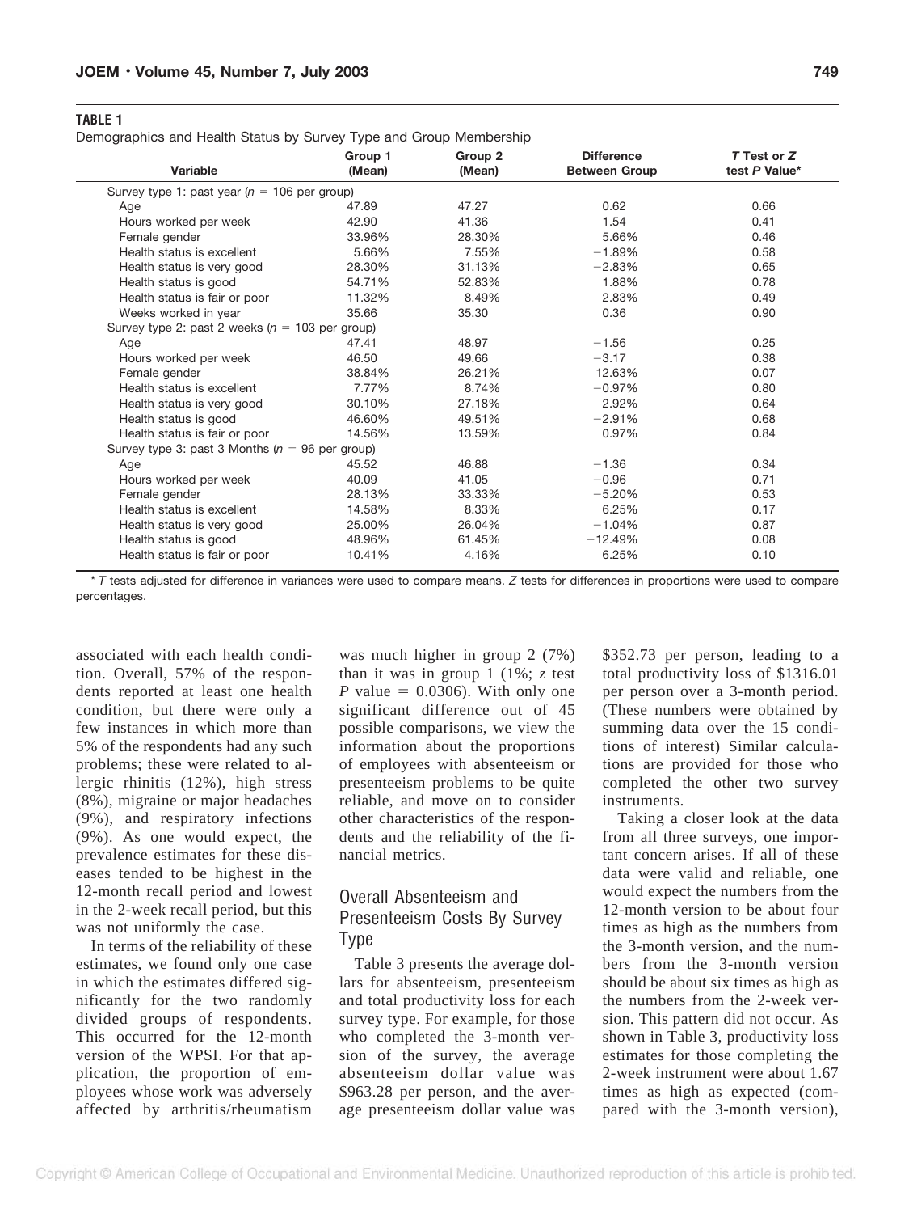**TABLE 1**

Demographics and Health Status by Survey Type and Group Membership

| Variable | Group 1 (Mean) | Group 2 (Mean) | Difference Between Group | *T* Test or *Z* test *P* Value* |
|---|---|---|---|---|
| Survey type 1: past year ($n$ = 106 per group) | | | | |
| Age | 47.89 | 47.27 | 0.62 | 0.66 |
| Hours worked per week | 42.90 | 41.36 | 1.54 | 0.41 |
| Female gender | 33.96% | 28.30% | 5.66% | 0.46 |
| Health status is excellent | 5.66% | 7.55% | −1.89% | 0.58 |
| Health status is very good | 28.30% | 31.13% | −2.83% | 0.65 |
| Health status is good | 54.71% | 52.83% | 1.88% | 0.78 |
| Health status is fair or poor | 11.32% | 8.49% | 2.83% | 0.49 |
| Weeks worked in year | 35.66 | 35.30 | 0.36 | 0.90 |
| Survey type 2: past 2 weeks ($n$ = 103 per group) | | | | |
| Age | 47.41 | 48.97 | −1.56 | 0.25 |
| Hours worked per week | 46.50 | 49.66 | −3.17 | 0.38 |
| Female gender | 38.84% | 26.21% | 12.63% | 0.07 |
| Health status is excellent | 7.77% | 8.74% | −0.97% | 0.80 |
| Health status is very good | 30.10% | 27.18% | 2.92% | 0.64 |
| Health status is good | 46.60% | 49.51% | −2.91% | 0.68 |
| Health status is fair or poor | 14.56% | 13.59% | 0.97% | 0.84 |
| Survey type 3: past 3 Months ($n$ = 96 per group) | | | | |
| Age | 45.52 | 46.88 | −1.36 | 0.34 |
| Hours worked per week | 40.09 | 41.05 | −0.96 | 0.71 |
| Female gender | 28.13% | 33.33% | −5.20% | 0.53 |
| Health status is excellent | 14.58% | 8.33% | 6.25% | 0.17 |
| Health status is very good | 25.00% | 26.04% | −1.04% | 0.87 |
| Health status is good | 48.96% | 61.45% | −12.49% | 0.08 |
| Health status is fair or poor | 10.41% | 4.16% | 6.25% | 0.10 |

* *T* tests adjusted for difference in variances were used to compare means. *Z* tests for differences in proportions were used to compare percentages.

associated with each health condition. Overall, 57% of the respondents reported at least one health condition, but there were only a few instances in which more than 5% of the respondents had any such problems; these were related to allergic rhinitis (12%), high stress (8%), migraine or major headaches (9%), and respiratory infections (9%). As one would expect, the prevalence estimates for these diseases tended to be highest in the 12-month recall period and lowest in the 2-week recall period, but this was not uniformly the case.

In terms of the reliability of these estimates, we found only one case in which the estimates differed significantly for the two randomly divided groups of respondents. This occurred for the 12-month version of the WPSI. For that application, the proportion of employees whose work was adversely affected by arthritis/rheumatism was much higher in group 2 (7%) than it was in group 1 (1%; *z* test *P* value = 0.0306). With only one significant difference out of 45 possible comparisons, we view the information about the proportions of employees with absenteeism or presenteeism problems to be quite reliable, and move on to consider other characteristics of the respondents and the reliability of the financial metrics.

## Overall Absenteeism and Presenteeism Costs By Survey Type

Table 3 presents the average dollars for absenteeism, presenteeism and total productivity loss for each survey type. For example, for those who completed the 3-month version of the survey, the average absenteeism dollar value was $963.28 per person, and the average presenteeism dollar value was $352.73 per person, leading to a total productivity loss of $1316.01 per person over a 3-month period. (These numbers were obtained by summing data over the 15 conditions of interest) Similar calculations are provided for those who completed the other two survey instruments.

Taking a closer look at the data from all three surveys, one important concern arises. If all of these data were valid and reliable, one would expect the numbers from the 12-month version to be about four times as high as the numbers from the 3-month version, and the numbers from the 3-month version should be about six times as high as the numbers from the 2-week version. This pattern did not occur. As shown in Table 3, productivity loss estimates for those completing the 2-week instrument were about 1.67 times as high as expected (compared with the 3-month version),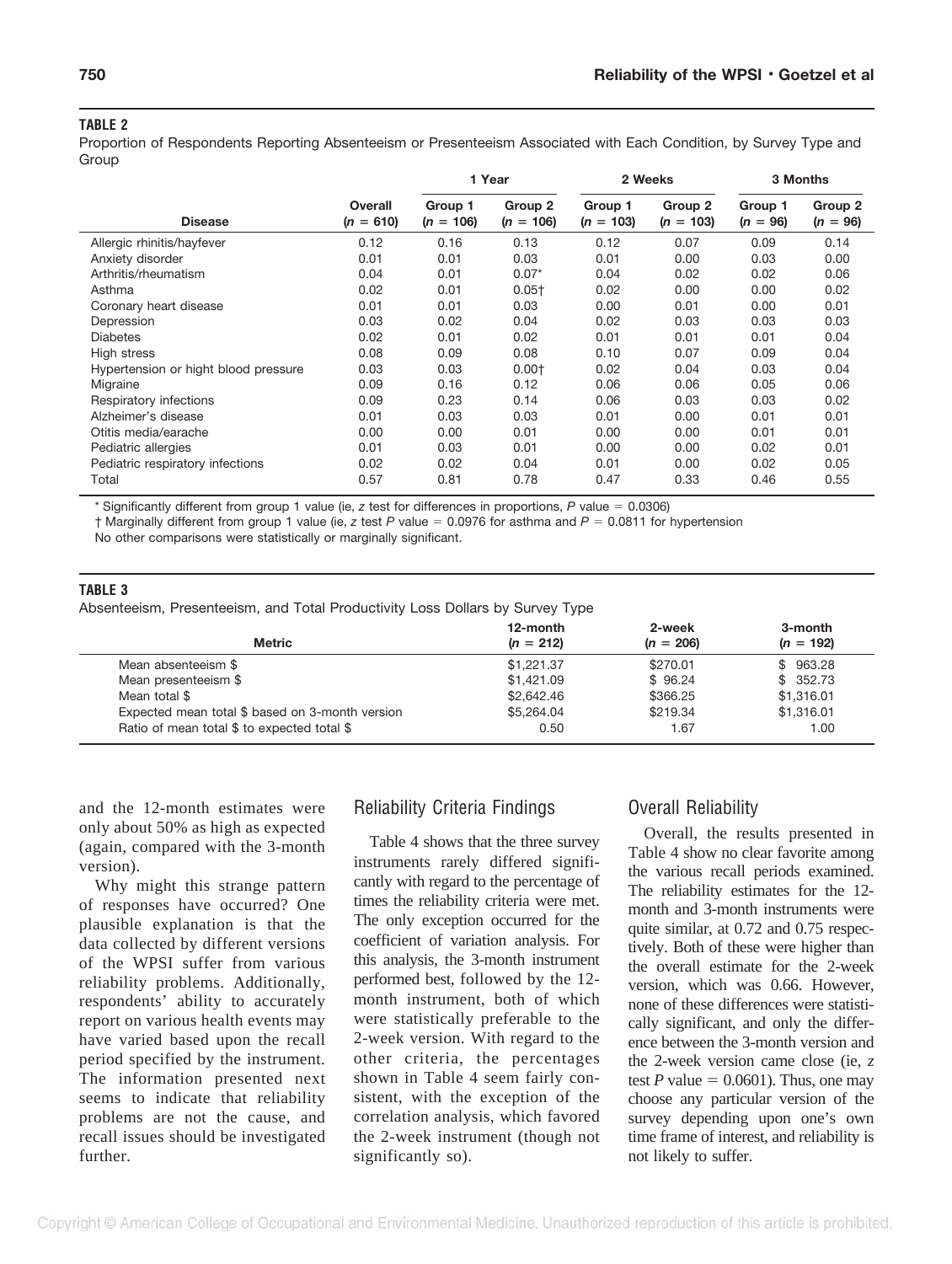**TABLE 2**

Proportion of Respondents Reporting Absenteeism or Presenteeism Associated with Each Condition, by Survey Type and Group

| Disease | Overall ($n$ = 610) | 1 Year Group 1 ($n$ = 106) | 1 Year Group 2 ($n$ = 106) | 2 Weeks Group 1 ($n$ = 103) | 2 Weeks Group 2 ($n$ = 103) | 3 Months Group 1 ($n$ = 96) | 3 Months Group 2 ($n$ = 96) |
|---|---|---|---|---|---|---|---|
| Allergic rhinitis/hayfever | 0.12 | 0.16 | 0.13 | 0.12 | 0.07 | 0.09 | 0.14 |
| Anxiety disorder | 0.01 | 0.01 | 0.03 | 0.01 | 0.00 | 0.03 | 0.00 |
| Arthritis/rheumatism | 0.04 | 0.01 | 0.07* | 0.04 | 0.02 | 0.02 | 0.06 |
| Asthma | 0.02 | 0.01 | 0.05† | 0.02 | 0.00 | 0.00 | 0.02 |
| Coronary heart disease | 0.01 | 0.01 | 0.03 | 0.00 | 0.01 | 0.00 | 0.01 |
| Depression | 0.03 | 0.02 | 0.04 | 0.02 | 0.03 | 0.03 | 0.03 |
| Diabetes | 0.02 | 0.01 | 0.02 | 0.01 | 0.01 | 0.01 | 0.04 |
| High stress | 0.08 | 0.09 | 0.08 | 0.10 | 0.07 | 0.09 | 0.04 |
| Hypertension or hight blood pressure | 0.03 | 0.03 | 0.00† | 0.02 | 0.04 | 0.03 | 0.04 |
| Migraine | 0.09 | 0.16 | 0.12 | 0.06 | 0.06 | 0.05 | 0.06 |
| Respiratory infections | 0.09 | 0.23 | 0.14 | 0.06 | 0.03 | 0.03 | 0.02 |
| Alzheimer's disease | 0.01 | 0.03 | 0.03 | 0.01 | 0.00 | 0.01 | 0.01 |
| Otitis media/earache | 0.00 | 0.00 | 0.01 | 0.00 | 0.00 | 0.01 | 0.01 |
| Pediatric allergies | 0.01 | 0.03 | 0.01 | 0.00 | 0.00 | 0.02 | 0.01 |
| Pediatric respiratory infections | 0.02 | 0.02 | 0.04 | 0.01 | 0.00 | 0.02 | 0.05 |
| Total | 0.57 | 0.81 | 0.78 | 0.47 | 0.33 | 0.46 | 0.55 |

\* Significantly different from group 1 value (ie, $z$ test for differences in proportions, $P$ value = 0.0306)

† Marginally different from group 1 value (ie, $z$ test $P$ value = 0.0976 for asthma and $P$ = 0.0811 for hypertension

No other comparisons were statistically or marginally significant.

**TABLE 3**

Absenteeism, Presenteeism, and Total Productivity Loss Dollars by Survey Type

| Metric | 12-month ($n$ = 212) | 2-week ($n$ = 206) | 3-month ($n$ = 192) |
|---|---|---|---|
| Mean absenteeism $ | $1,221.37 | $270.01 | $ 963.28 |
| Mean presenteeism $ | $1,421.09 | $ 96.24 | $ 352.73 |
| Mean total $ | $2,642.46 | $366.25 | $1,316.01 |
| Expected mean total $ based on 3-month version | $5,264.04 | $219.34 | $1,316.01 |
| Ratio of mean total $ to expected total $ | 0.50 | 1.67 | 1.00 |

and the 12-month estimates were only about 50% as high as expected (again, compared with the 3-month version).

Why might this strange pattern of responses have occurred? One plausible explanation is that the data collected by different versions of the WPSI suffer from various reliability problems. Additionally, respondents' ability to accurately report on various health events may have varied based upon the recall period specified by the instrument. The information presented next seems to indicate that reliability problems are not the cause, and recall issues should be investigated further.

## Reliability Criteria Findings

Table 4 shows that the three survey instruments rarely differed significantly with regard to the percentage of times the reliability criteria were met. The only exception occurred for the coefficient of variation analysis. For this analysis, the 3-month instrument performed best, followed by the 12-month instrument, both of which were statistically preferable to the 2-week version. With regard to the other criteria, the percentages shown in Table 4 seem fairly consistent, with the exception of the correlation analysis, which favored the 2-week instrument (though not significantly so).

## Overall Reliability

Overall, the results presented in Table 4 show no clear favorite among the various recall periods examined. The reliability estimates for the 12-month and 3-month instruments were quite similar, at 0.72 and 0.75 respectively. Both of these were higher than the overall estimate for the 2-week version, which was 0.66. However, none of these differences were statistically significant, and only the difference between the 3-month version and the 2-week version came close (ie, $z$ test $P$ value = 0.0601). Thus, one may choose any particular version of the survey depending upon one's own time frame of interest, and reliability is not likely to suffer.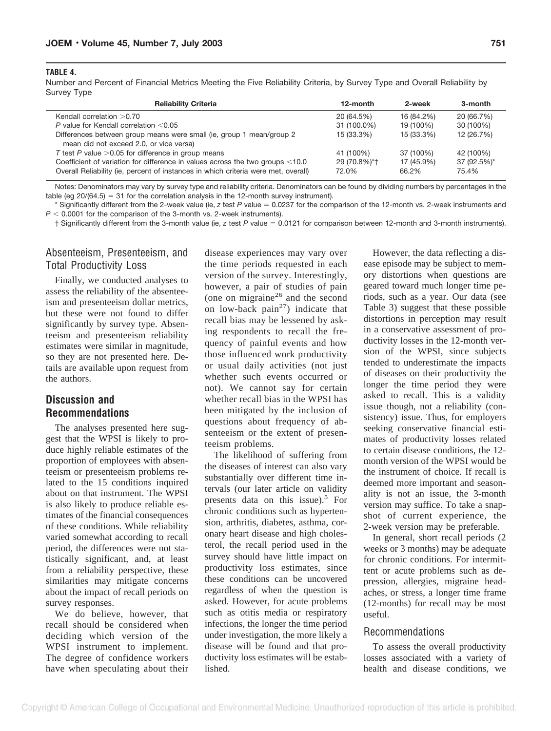**TABLE 4.**

Number and Percent of Financial Metrics Meeting the Five Reliability Criteria, by Survey Type and Overall Reliability by Survey Type

| Reliability Criteria | 12-month | 2-week | 3-month |
|---|---|---|---|
| Kendall correlation >0.70 | 20 (64.5%) | 16 (84.2%) | 20 (66.7%) |
| *P* value for Kendall correlation <0.05 | 31 (100.0%) | 19 (100%) | 30 (100%) |
| Differences between group means were small (ie, group 1 mean/group 2 mean did not exceed 2.0, or vice versa) | 15 (33.3%) | 15 (33.3%) | 12 (26.7%) |
| *T* test *P* value >0.05 for difference in group means | 41 (100%) | 37 (100%) | 42 (100%) |
| Coefficient of variation for difference in values across the two groups <10.0 | 29 (70.8%)*† | 17 (45.9%) | 37 (92.5%)* |
| Overall Reliability (ie, percent of instances in which criteria were met, overall) | 72.0% | 66.2% | 75.4% |

Notes: Denominators may vary by survey type and reliability criteria. Denominators can be found by dividing numbers by percentages in the table (eg 20/(64.5) = 31 for the correlation analysis in the 12-month survey instrument).

\* Significantly different from the 2-week value (ie, *z* test *P* value = 0.0237 for the comparison of the 12-month vs. 2-week instruments and $P < 0.0001$ for the comparison of the 3-month vs. 2-week instruments).

† Significantly different from the 3-month value (ie, *z* test *P* value = 0.0121 for comparison between 12-month and 3-month instruments).

### Absenteeism, Presenteeism, and Total Productivity Loss

Finally, we conducted analyses to assess the reliability of the absenteeism and presenteeism dollar metrics, but these were not found to differ significantly by survey type. Absenteeism and presenteeism reliability estimates were similar in magnitude, so they are not presented here. Details are available upon request from the authors.

## Discussion and Recommendations

The analyses presented here suggest that the WPSI is likely to produce highly reliable estimates of the proportion of employees with absenteeism or presenteeism problems related to the 15 conditions inquired about on that instrument. The WPSI is also likely to produce reliable estimates of the financial consequences of these conditions. While reliability varied somewhat according to recall period, the differences were not statistically significant, and, at least from a reliability perspective, these similarities may mitigate concerns about the impact of recall periods on survey responses.

We do believe, however, that recall should be considered when deciding which version of the WPSI instrument to implement. The degree of confidence workers have when speculating about their disease experiences may vary over the time periods requested in each version of the survey. Interestingly, however, a pair of studies of pain (one on migraine[26] and the second on low-back pain[27]) indicate that recall bias may be lessened by asking respondents to recall the frequency of painful events and how those influenced work productivity or usual daily activities (not just whether such events occurred or not). We cannot say for certain whether recall bias in the WPSI has been mitigated by the inclusion of questions about frequency of absenteeism or the extent of presenteeism problems.

The likelihood of suffering from the diseases of interest can also vary substantially over different time intervals (our later article on validity presents data on this issue).[5] For chronic conditions such as hypertension, arthritis, diabetes, asthma, coronary heart disease and high cholesterol, the recall period used in the survey should have little impact on productivity loss estimates, since these conditions can be uncovered regardless of when the question is asked. However, for acute problems such as otitis media or respiratory infections, the longer the time period under investigation, the more likely a disease will be found and that productivity loss estimates will be established.

However, the data reflecting a disease episode may be subject to memory distortions when questions are geared toward much longer time periods, such as a year. Our data (see Table 3) suggest that these possible distortions in perception may result in a conservative assessment of productivity losses in the 12-month version of the WPSI, since subjects tended to underestimate the impacts of diseases on their productivity the longer the time period they were asked to recall. This is a validity issue though, not a reliability (consistency) issue. Thus, for employers seeking conservative financial estimates of productivity losses related to certain disease conditions, the 12-month version of the WPSI would be the instrument of choice. If recall is deemed more important and seasonality is not an issue, the 3-month version may suffice. To take a snapshot of current experience, the 2-week version may be preferable.

In general, short recall periods (2 weeks or 3 months) may be adequate for chronic conditions. For intermittent or acute problems such as depression, allergies, migraine headaches, or stress, a longer time frame (12-months) for recall may be most useful.

### Recommendations

To assess the overall productivity losses associated with a variety of health and disease conditions, we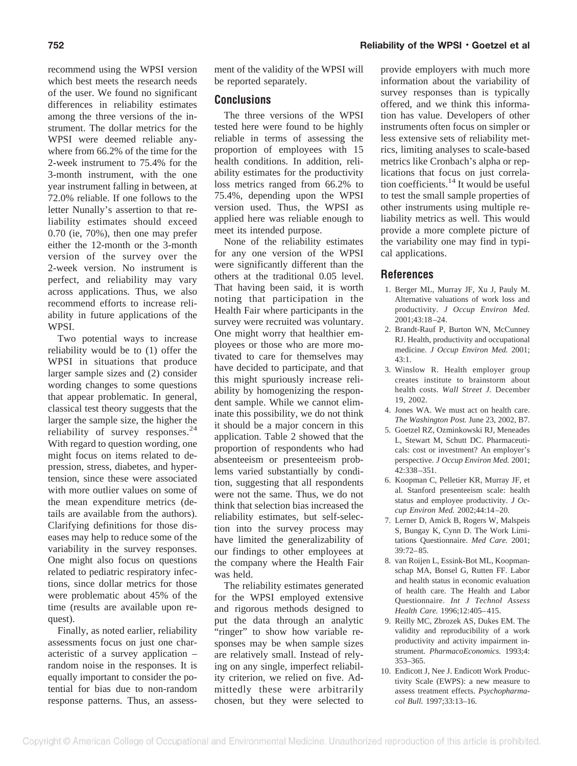recommend using the WPSI version which best meets the research needs of the user. We found no significant differences in reliability estimates among the three versions of the instrument. The dollar metrics for the WPSI were deemed reliable anywhere from 66.2% of the time for the 2-week instrument to 75.4% for the 3-month instrument, with the one year instrument falling in between, at 72.0% reliable. If one follows to the letter Nunally's assertion to that reliability estimates should exceed 0.70 (ie, 70%), then one may prefer either the 12-month or the 3-month version of the survey over the 2-week version. No instrument is perfect, and reliability may vary across applications. Thus, we also recommend efforts to increase reliability in future applications of the WPSI.

Two potential ways to increase reliability would be to (1) offer the WPSI in situations that produce larger sample sizes and (2) consider wording changes to some questions that appear problematic. In general, classical test theory suggests that the larger the sample size, the higher the reliability of survey responses.[24] With regard to question wording, one might focus on items related to depression, stress, diabetes, and hypertension, since these were associated with more outlier values on some of the mean expenditure metrics (details are available from the authors). Clarifying definitions for those diseases may help to reduce some of the variability in the survey responses. One might also focus on questions related to pediatric respiratory infections, since dollar metrics for those were problematic about 45% of the time (results are available upon request).

Finally, as noted earlier, reliability assessments focus on just one characteristic of a survey application – random noise in the responses. It is equally important to consider the potential for bias due to non-random response patterns. Thus, an assessment of the validity of the WPSI will be reported separately.

## Conclusions

The three versions of the WPSI tested here were found to be highly reliable in terms of assessing the proportion of employees with 15 health conditions. In addition, reliability estimates for the productivity loss metrics ranged from 66.2% to 75.4%, depending upon the WPSI version used. Thus, the WPSI as applied here was reliable enough to meet its intended purpose.

None of the reliability estimates for any one version of the WPSI were significantly different than the others at the traditional 0.05 level. That having been said, it is worth noting that participation in the Health Fair where participants in the survey were recruited was voluntary. One might worry that healthier employees or those who are more motivated to care for themselves may have decided to participate, and that this might spuriously increase reliability by homogenizing the respondent sample. While we cannot eliminate this possibility, we do not think it should be a major concern in this application. Table 2 showed that the proportion of respondents who had absenteeism or presenteeism problems varied substantially by condition, suggesting that all respondents were not the same. Thus, we do not think that selection bias increased the reliability estimates, but self-selection into the survey process may have limited the generalizability of our findings to other employees at the company where the Health Fair was held.

The reliability estimates generated for the WPSI employed extensive and rigorous methods designed to put the data through an analytic "ringer" to show how variable responses may be when sample sizes are relatively small. Instead of relying on any single, imperfect reliability criterion, we relied on five. Admittedly these were arbitrarily chosen, but they were selected to provide employers with much more information about the variability of survey responses than is typically offered, and we think this information has value. Developers of other instruments often focus on simpler or less extensive sets of reliability metrics, limiting analyses to scale-based metrics like Cronbach's alpha or replications that focus on just correlation coefficients.[14] It would be useful to test the small sample properties of other instruments using multiple reliability metrics as well. This would provide a more complete picture of the variability one may find in typical applications.

## References

1. Berger ML, Murray JF, Xu J, Pauly M. Alternative valuations of work loss and productivity. *J Occup Environ Med.* 2001;43:18–24.
2. Brandt-Rauf P, Burton WN, McCunney RJ. Health, productivity and occupational medicine. *J Occup Environ Med.* 2001; 43:1.
3. Winslow R. Health employer group creates institute to brainstorm about health costs. *Wall Street J.* December 19, 2002.
4. Jones WA. We must act on health care. *The Washington Post.* June 23, 2002, B7.
5. Goetzel RZ, Ozminkowski RJ, Meneades L, Stewart M, Schutt DC. Pharmaceuticals: cost or investment? An employer's perspective. *J Occup Environ Med.* 2001; 42:338–351.
6. Koopman C, Pelletier KR, Murray JF, et al. Stanford presenteeism scale: health status and employee productivity. *J Occup Environ Med.* 2002;44:14–20.
7. Lerner D, Amick B, Rogers W, Malspeis S, Bungay K, Cynn D. The Work Limitations Questionnaire. *Med Care.* 2001; 39:72–85.
8. van Roijen L, Essink-Bot ML, Koopmanschap MA, Bonsel G, Rutten FF. Labor and health status in economic evaluation of health care. The Health and Labor Questionnaire. *Int J Technol Assess Health Care.* 1996;12:405–415.
9. Reilly MC, Zbrozek AS, Dukes EM. The validity and reproducibility of a work productivity and activity impairment instrument. *PharmacoEconomics.* 1993;4: 353–365.
10. Endicott J, Nee J. Endicott Work Productivity Scale (EWPS): a new measure to assess treatment effects. *Psychopharmacol Bull.* 1997;33:13–16.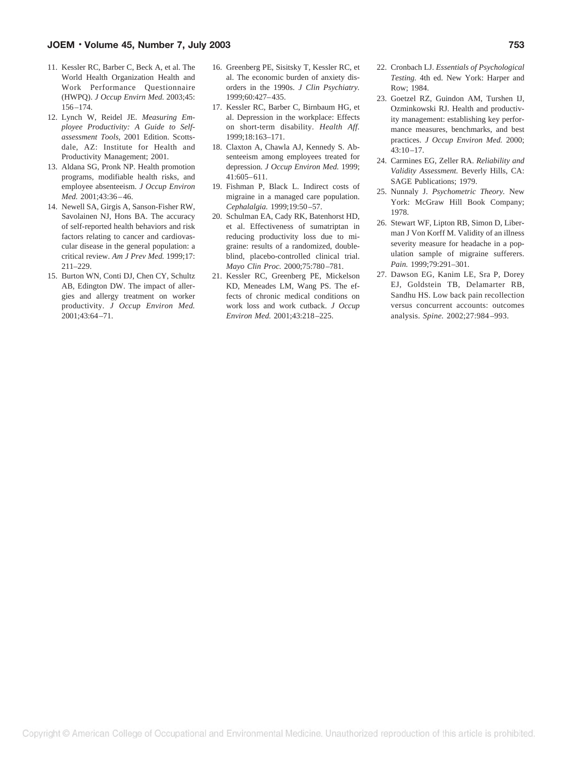11. Kessler RC, Barber C, Beck A, et al. The World Health Organization Health and Work Performance Questionnaire (HWPQ). *J Occup Envirn Med.* 2003;45:156–174.
12. Lynch W, Reidel JE. *Measuring Employee Productivity: A Guide to Self-assessment Tools*, 2001 Edition. Scottsdale, AZ: Institute for Health and Productivity Management; 2001.
13. Aldana SG, Pronk NP. Health promotion programs, modifiable health risks, and employee absenteeism. *J Occup Environ Med.* 2001;43:36–46.
14. Newell SA, Girgis A, Sanson-Fisher RW, Savolainen NJ, Hons BA. The accuracy of self-reported health behaviors and risk factors relating to cancer and cardiovascular disease in the general population: a critical review. *Am J Prev Med.* 1999;17:211–229.
15. Burton WN, Conti DJ, Chen CY, Schultz AB, Edington DW. The impact of allergies and allergy treatment on worker productivity. *J Occup Environ Med.* 2001;43:64–71.
16. Greenberg PE, Sisitsky T, Kessler RC, et al. The economic burden of anxiety disorders in the 1990s. *J Clin Psychiatry.* 1999;60:427–435.
17. Kessler RC, Barber C, Birnbaum HG, et al. Depression in the workplace: Effects on short-term disability. *Health Aff.* 1999;18:163–171.
18. Claxton A, Chawla AJ, Kennedy S. Absenteeism among employees treated for depression. *J Occup Environ Med.* 1999;41:605–611.
19. Fishman P, Black L. Indirect costs of migraine in a managed care population. *Cephalalgia.* 1999;19:50–57.
20. Schulman EA, Cady RK, Batenhorst HD, et al. Effectiveness of sumatriptan in reducing productivity loss due to migraine: results of a randomized, double-blind, placebo-controlled clinical trial. *Mayo Clin Proc.* 2000;75:780–781.
21. Kessler RC, Greenberg PE, Mickelson KD, Meneades LM, Wang PS. The effects of chronic medical conditions on work loss and work cutback. *J Occup Environ Med.* 2001;43:218–225.
22. Cronbach LJ. *Essentials of Psychological Testing.* 4th ed. New York: Harper and Row; 1984.
23. Goetzel RZ, Guindon AM, Turshen IJ, Ozminkowski RJ. Health and productivity management: establishing key performance measures, benchmarks, and best practices. *J Occup Environ Med.* 2000;43:10–17.
24. Carmines EG, Zeller RA. *Reliability and Validity Assessment.* Beverly Hills, CA: SAGE Publications; 1979.
25. Nunnaly J. *Psychometric Theory.* New York: McGraw Hill Book Company; 1978.
26. Stewart WF, Lipton RB, Simon D, Liberman J Von Korff M. Validity of an illness severity measure for headache in a population sample of migraine sufferers. *Pain.* 1999;79:291–301.
27. Dawson EG, Kanim LE, Sra P, Dorey EJ, Goldstein TB, Delamarter RB, Sandhu HS. Low back pain recollection versus concurrent accounts: outcomes analysis. *Spine.* 2002;27:984–993.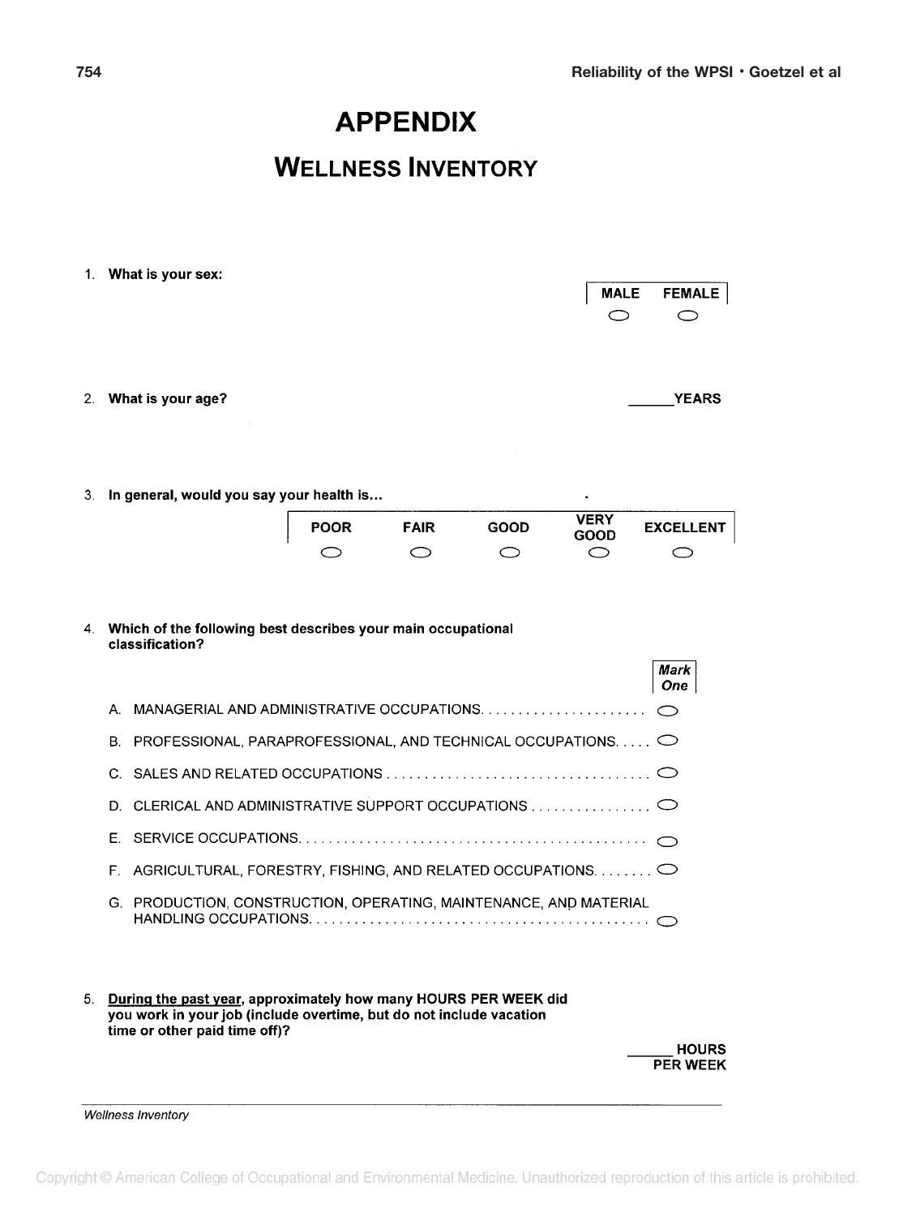# APPENDIX

## WELLNESS INVENTORY

1. **What is your sex:**

| MALE | FEMALE |
|---|---|
| ○ | ○ |

2. **What is your age?** ______YEARS

3. **In general, would you say your health is...**

| POOR | FAIR | GOOD | VERY GOOD | EXCELLENT |
|---|---|---|---|---|
| ○ | ○ | ○ | ○ | ○ |

4. **Which of the following best describes your main occupational classification?**

| | *Mark One* |
|---|---|
| A. MANAGERIAL AND ADMINISTRATIVE OCCUPATIONS | ○ |
| B. PROFESSIONAL, PARAPROFESSIONAL, AND TECHNICAL OCCUPATIONS | ○ |
| C. SALES AND RELATED OCCUPATIONS | ○ |
| D. CLERICAL AND ADMINISTRATIVE SUPPORT OCCUPATIONS | ○ |
| E. SERVICE OCCUPATIONS | ○ |
| F. AGRICULTURAL, FORESTRY, FISHING, AND RELATED OCCUPATIONS | ○ |
| G. PRODUCTION, CONSTRUCTION, OPERATING, MAINTENANCE, AND MATERIAL HANDLING OCCUPATIONS | ○ |

5. **<u>During the past year</u>, approximately how many HOURS PER WEEK did you work in your job (include overtime, but do not include vacation time or other paid time off)?**

______ HOURS PER WEEK

*Wellness Inventory*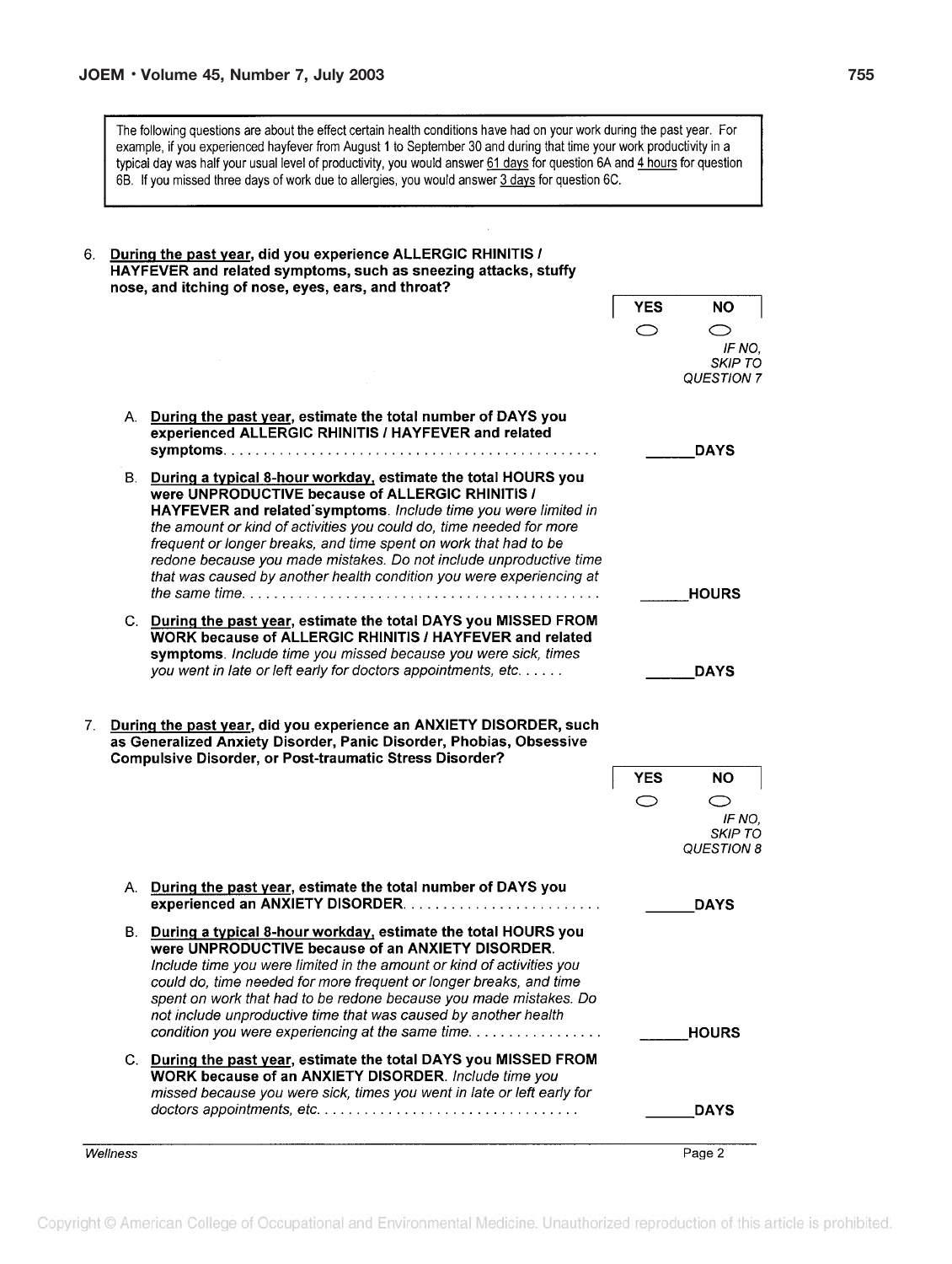The following questions are about the effect certain health conditions have had on your work during the past year. For example, if you experienced hayfever from August 1 to September 30 and during that time your work productivity in a typical day was half your usual level of productivity, you would answer 61 days for question 6A and 4 hours for question 6B. If you missed three days of work due to allergies, you would answer 3 days for question 6C.

6. **During the past year, did you experience ALLERGIC RHINITIS / HAYFEVER and related symptoms, such as sneezing attacks, stuffy nose, and itching of nose, eyes, ears, and throat?**

   | YES | NO |
   |---|---|
   | ⬭ | ⬭ *IF NO, SKIP TO QUESTION 7* |

   A. **During the past year, estimate the total number of DAYS you experienced ALLERGIC RHINITIS / HAYFEVER and related symptoms.** . . . . . . . . . . ______**DAYS**

   B. **During a typical 8-hour workday, estimate the total HOURS you were UNPRODUCTIVE because of ALLERGIC RHINITIS / HAYFEVER and related symptoms.** *Include time you were limited in the amount or kind of activities you could do, time needed for more frequent or longer breaks, and time spent on work that had to be redone because you made mistakes. Do not include unproductive time that was caused by another health condition you were experiencing at the same time.* . . . . . . . . . . ______**HOURS**

   C. **During the past year, estimate the total DAYS you MISSED FROM WORK because of ALLERGIC RHINITIS / HAYFEVER and related symptoms.** *Include time you missed because you were sick, times you went in late or left early for doctors appointments, etc.* . . . . . . ______**DAYS**

7. **During the past year, did you experience an ANXIETY DISORDER, such as Generalized Anxiety Disorder, Panic Disorder, Phobias, Obsessive Compulsive Disorder, or Post-traumatic Stress Disorder?**

   | YES | NO |
   |---|---|
   | ⬭ | ⬭ *IF NO, SKIP TO QUESTION 8* |

   A. **During the past year, estimate the total number of DAYS you experienced an ANXIETY DISORDER.** . . . . . . . . . . ______**DAYS**

   B. **During a typical 8-hour workday, estimate the total HOURS you were UNPRODUCTIVE because of an ANXIETY DISORDER.** *Include time you were limited in the amount or kind of activities you could do, time needed for more frequent or longer breaks, and time spent on work that had to be redone because you made mistakes. Do not include unproductive time that was caused by another health condition you were experiencing at the same time.* . . . . . . . . . . ______**HOURS**

   C. **During the past year, estimate the total DAYS you MISSED FROM WORK because of an ANXIETY DISORDER.** *Include time you missed because you were sick, times you went in late or left early for doctors appointments, etc.* . . . . . . . . . . ______**DAYS**

*Wellness* Page 2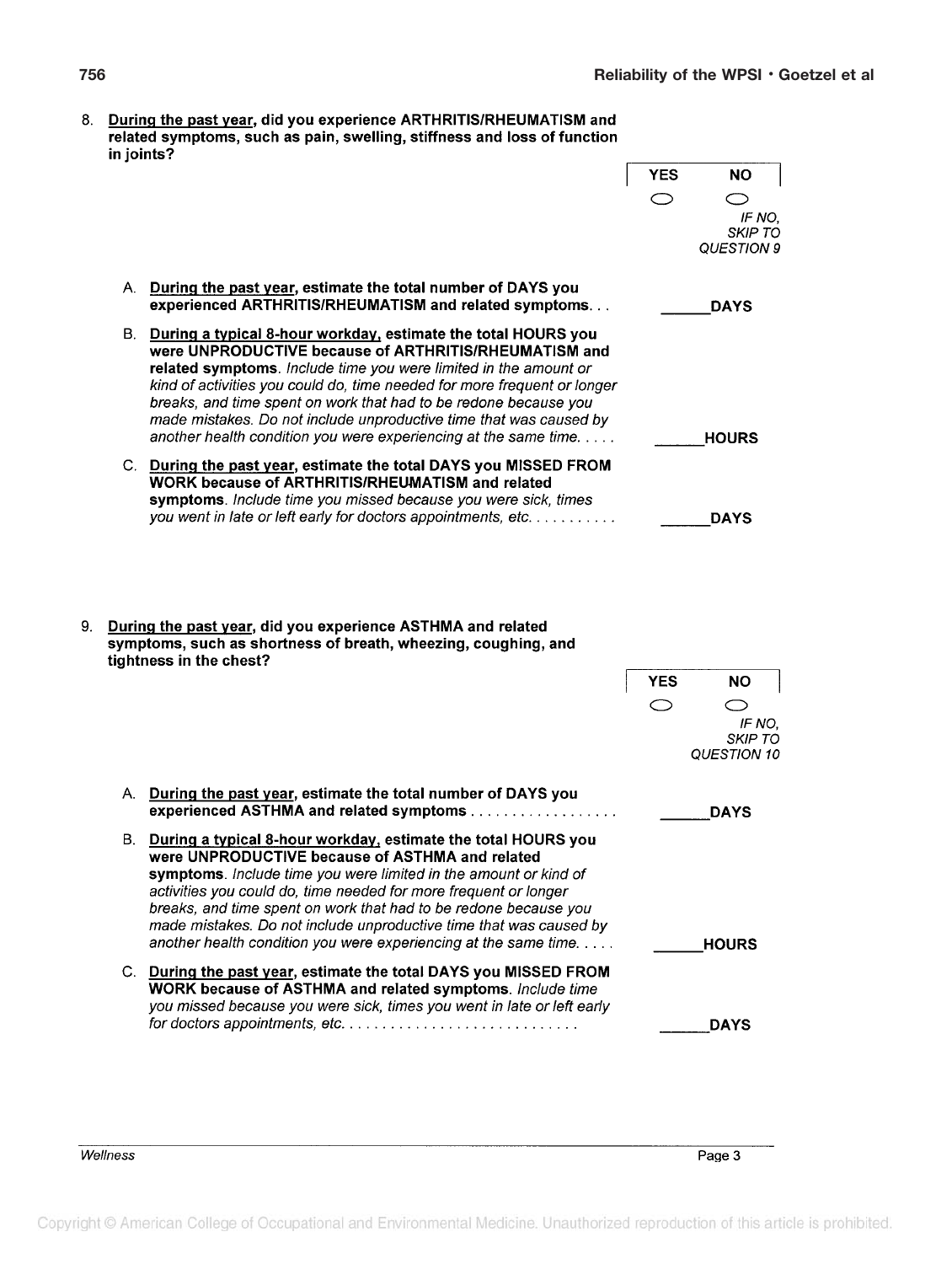8. **<u>During the past year</u>, did you experience ARTHRITIS/RHEUMATISM and related symptoms, such as pain, swelling, stiffness and loss of function in joints?**

| YES | NO |
|---|---|
| ○ | ○ *IF NO, SKIP TO QUESTION 9* |

A. **<u>During the past year</u>, estimate the total number of DAYS you experienced ARTHRITIS/RHEUMATISM and related symptoms. . .** ______**DAYS**

B. **<u>During a typical 8-hour workday</u>, estimate the total HOURS you were UNPRODUCTIVE because of ARTHRITIS/RHEUMATISM and related symptoms**. *Include time you were limited in the amount or kind of activities you could do, time needed for more frequent or longer breaks, and time spent on work that had to be redone because you made mistakes. Do not include unproductive time that was caused by another health condition you were experiencing at the same time. . . . .* ______**HOURS**

C. **<u>During the past year</u>, estimate the total DAYS you MISSED FROM WORK because of ARTHRITIS/RHEUMATISM and related symptoms**. *Include time you missed because you were sick, times you went in late or left early for doctors appointments, etc. . . . . . . . . . .* ______**DAYS**

9. **<u>During the past year</u>, did you experience ASTHMA and related symptoms, such as shortness of breath, wheezing, coughing, and tightness in the chest?**

| YES | NO |
|---|---|
| ○ | ○ *IF NO, SKIP TO QUESTION 10* |

A. **<u>During the past year</u>, estimate the total number of DAYS you experienced ASTHMA and related symptoms . . . . . . . . . . . . . . . . . .** ______**DAYS**

B. **<u>During a typical 8-hour workday</u>, estimate the total HOURS you were UNPRODUCTIVE because of ASTHMA and related symptoms**. *Include time you were limited in the amount or kind of activities you could do, time needed for more frequent or longer breaks, and time spent on work that had to be redone because you made mistakes. Do not include unproductive time that was caused by another health condition you were experiencing at the same time. . . . .* ______**HOURS**

C. **<u>During the past year</u>, estimate the total DAYS you MISSED FROM WORK because of ASTHMA and related symptoms**. *Include time you missed because you were sick, times you went in late or left early for doctors appointments, etc. . . . . . . . . . . . . . . . . . . . . . . . . . . .* ______**DAYS**

*Wellness*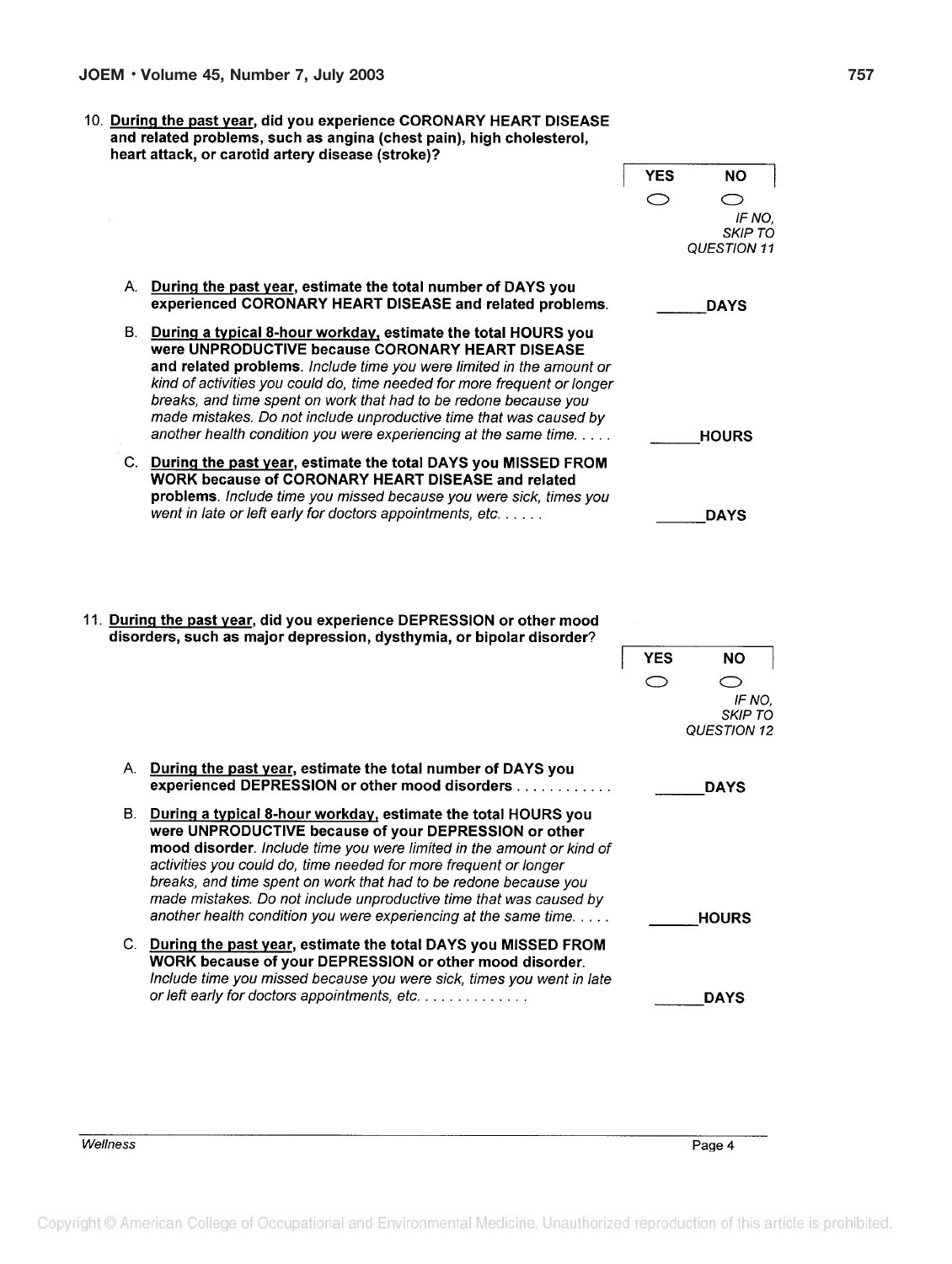10. **<u>During the past year</u>, did you experience CORONARY HEART DISEASE and related problems, such as angina (chest pain), high cholesterol, heart attack, or carotid artery disease (stroke)?**

| YES | NO |
|---|---|
| ○ | ○ *IF NO, SKIP TO QUESTION 11* |

A. **<u>During the past year</u>, estimate the total number of DAYS you experienced CORONARY HEART DISEASE and related problems.** ______**DAYS**

B. **<u>During a typical 8-hour workday</u>, estimate the total HOURS you were UNPRODUCTIVE because CORONARY HEART DISEASE and related problems.** *Include time you were limited in the amount or kind of activities you could do, time needed for more frequent or longer breaks, and time spent on work that had to be redone because you made mistakes. Do not include unproductive time that was caused by another health condition you were experiencing at the same time. . . . .* ______**HOURS**

C. **<u>During the past year</u>, estimate the total DAYS you MISSED FROM WORK because of CORONARY HEART DISEASE and related problems.** *Include time you missed because you were sick, times you went in late or left early for doctors appointments, etc. . . . . .* ______**DAYS**

11. **<u>During the past year</u>, did you experience DEPRESSION or other mood disorders, such as major depression, dysthymia, or bipolar disorder?**

| YES | NO |
|---|---|
| ○ | ○ *IF NO, SKIP TO QUESTION 12* |

A. **<u>During the past year</u>, estimate the total number of DAYS you experienced DEPRESSION or other mood disorders . . . . . . . . . . . .** ______**DAYS**

B. **<u>During a typical 8-hour workday</u>, estimate the total HOURS you were UNPRODUCTIVE because of your DEPRESSION or other mood disorder.** *Include time you were limited in the amount or kind of activities you could do, time needed for more frequent or longer breaks, and time spent on work that had to be redone because you made mistakes. Do not include unproductive time that was caused by another health condition you were experiencing at the same time. . . . .* ______**HOURS**

C. **<u>During the past year</u>, estimate the total DAYS you MISSED FROM WORK because of your DEPRESSION or other mood disorder.** *Include time you missed because you were sick, times you went in late or left early for doctors appointments, etc. . . . . . . . . . . . .* ______**DAYS**

*Wellness* Page 4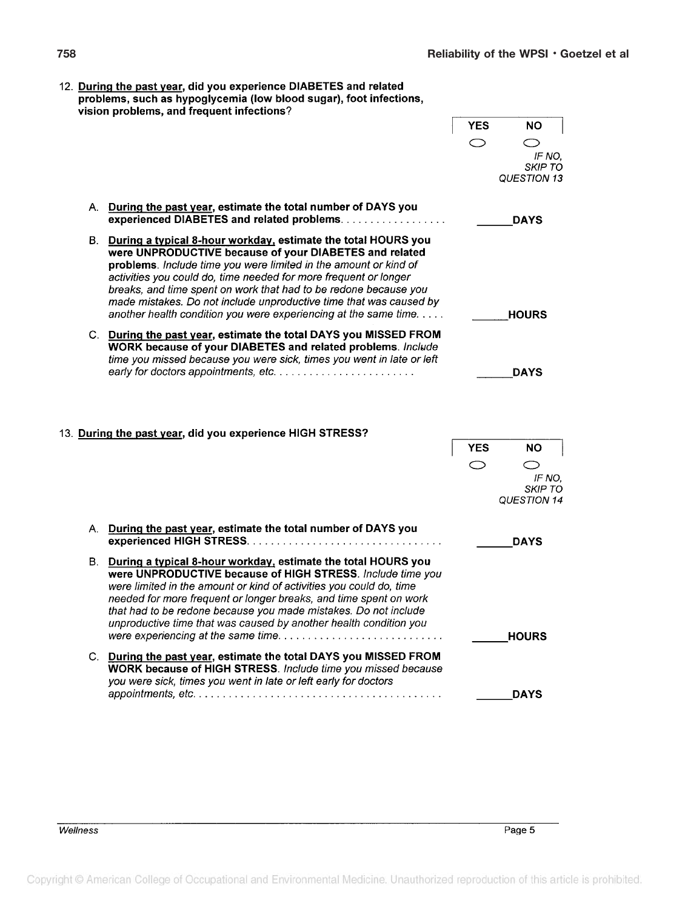12. **<u>During the past year</u>, did you experience DIABETES and related problems, such as hypoglycemia (low blood sugar), foot infections, vision problems, and frequent infections?**

| YES | NO |
|---|---|
| ◯ | ◯ *IF NO, SKIP TO QUESTION 13* |

A. **<u>During the past year</u>, estimate the total number of DAYS you experienced DIABETES and related problems.** . . . . . . . . . . . . . . . . . . ______**DAYS**

B. **<u>During a typical 8-hour workday</u>, estimate the total HOURS you were UNPRODUCTIVE because of your DIABETES and related problems**. *Include time you were limited in the amount or kind of activities you could do, time needed for more frequent or longer breaks, and time spent on work that had to be redone because you made mistakes. Do not include unproductive time that was caused by another health condition you were experiencing at the same time.* . . . . ______**HOURS**

C. **<u>During the past year</u>, estimate the total DAYS you MISSED FROM WORK because of your DIABETES and related problems.** *Include time you missed because you were sick, times you went in late or left early for doctors appointments, etc.* . . . . . . . . . . . . . . . . . . . . . . . ______**DAYS**

13. **<u>During the past year</u>, did you experience HIGH STRESS?**

| YES | NO |
|---|---|
| ◯ | ◯ *IF NO, SKIP TO QUESTION 14* |

A. **<u>During the past year</u>, estimate the total number of DAYS you experienced HIGH STRESS.** . . . . . . . . . . . . . . . . . . . . . . . . . . . . . . . . ______**DAYS**

B. **<u>During a typical 8-hour workday</u>, estimate the total HOURS you were UNPRODUCTIVE because of HIGH STRESS.** *Include time you were limited in the amount or kind of activities you could do, time needed for more frequent or longer breaks, and time spent on work that had to be redone because you made mistakes. Do not include unproductive time that was caused by another health condition you were experiencing at the same time.* . . . . . . . . . . . . . . . . . . . . . . . . . . . ______**HOURS**

C. **<u>During the past year</u>, estimate the total DAYS you MISSED FROM WORK because of HIGH STRESS.** *Include time you missed because you were sick, times you went in late or left early for doctors appointments, etc.* . . . . . . . . . . . . . . . . . . . . . . . . . . . . . . . . . . . . . . . . ______**DAYS**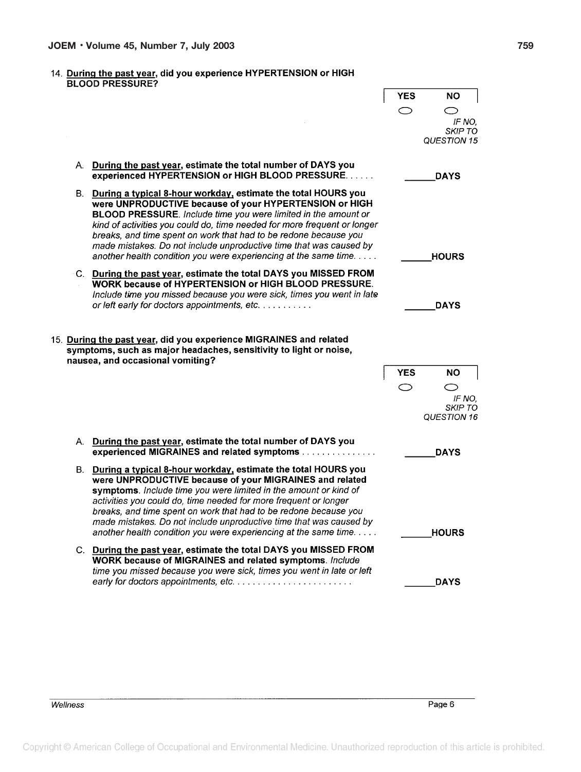14. <u>During the past year</u>, did you experience HYPERTENSION or HIGH BLOOD PRESSURE?

| YES | NO |
|---|---|
| ○ | ○ *IF NO, SKIP TO QUESTION 15* |

A. **<u>During the past year</u>, estimate the total number of DAYS you experienced HYPERTENSION or HIGH BLOOD PRESSURE......** ______**DAYS**

B. **<u>During a typical 8-hour workday</u>, estimate the total HOURS you were UNPRODUCTIVE because of your HYPERTENSION or HIGH BLOOD PRESSURE.** *Include time you were limited in the amount or kind of activities you could do, time needed for more frequent or longer breaks, and time spent on work that had to be redone because you made mistakes. Do not include unproductive time that was caused by another health condition you were experiencing at the same time.....* ______**HOURS**

C. **<u>During the past year</u>, estimate the total DAYS you MISSED FROM WORK because of HYPERTENSION or HIGH BLOOD PRESSURE.** *Include time you missed because you were sick, times you went in late or left early for doctors appointments, etc. ..........* ______**DAYS**

15. <u>During the past year</u>, did you experience MIGRAINES and related symptoms, such as major headaches, sensitivity to light or noise, nausea, and occasional vomiting?

| YES | NO |
|---|---|
| ○ | ○ *IF NO, SKIP TO QUESTION 16* |

A. **<u>During the past year</u>, estimate the total number of DAYS you experienced MIGRAINES and related symptoms ...............** ______**DAYS**

B. **<u>During a typical 8-hour workday</u>, estimate the total HOURS you were UNPRODUCTIVE because of your MIGRAINES and related symptoms.** *Include time you were limited in the amount or kind of activities you could do, time needed for more frequent or longer breaks, and time spent on work that had to be redone because you made mistakes. Do not include unproductive time that was caused by another health condition you were experiencing at the same time.....* ______**HOURS**

C. **<u>During the past year</u>, estimate the total DAYS you MISSED FROM WORK because of MIGRAINES and related symptoms.** *Include time you missed because you were sick, times you went in late or left early for doctors appointments, etc. .......................* ______**DAYS**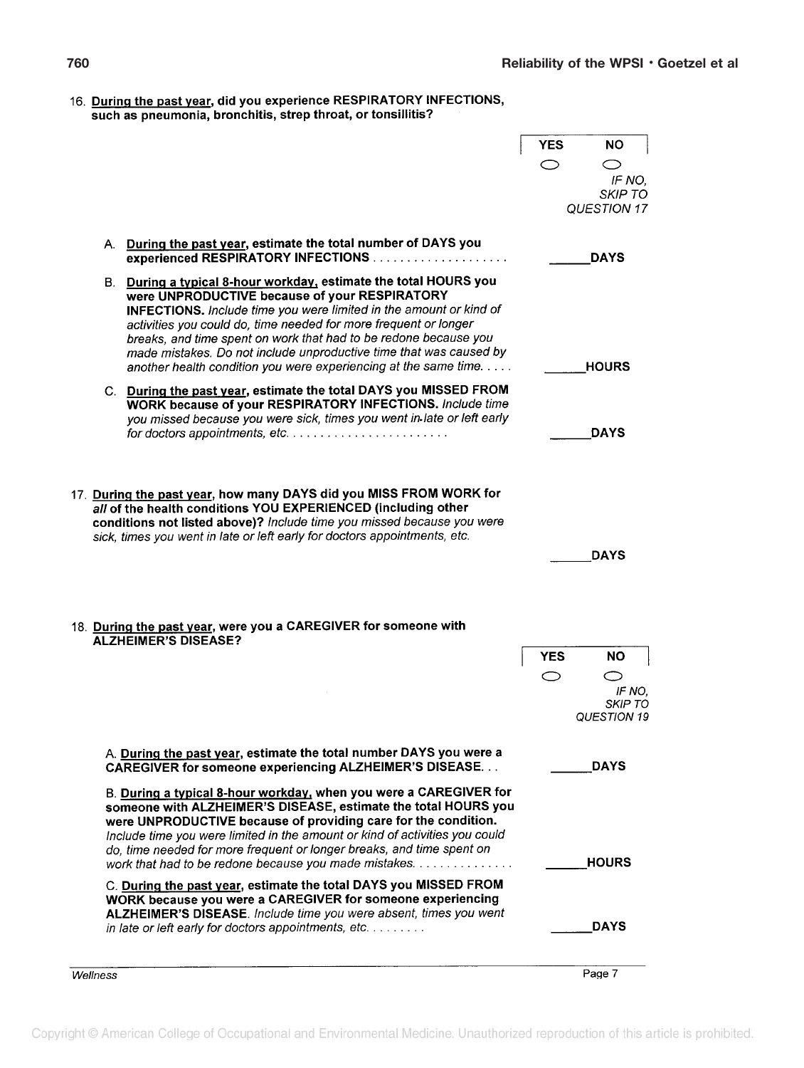16. <u>**During the past year**</u>**, did you experience RESPIRATORY INFECTIONS, such as pneumonia, bronchitis, strep throat, or tonsillitis?**

| YES | NO |
|---|---|
| ○ | ○ *IF NO, SKIP TO QUESTION 17* |

A. <u>**During the past year**</u>**, estimate the total number of DAYS you experienced RESPIRATORY INFECTIONS** . . . . . . . . . . . . . . . . . . . . ______**DAYS**

B. <u>**During a typical 8-hour workday**</u>**, estimate the total HOURS you were UNPRODUCTIVE because of your RESPIRATORY INFECTIONS.** *Include time you were limited in the amount or kind of activities you could do, time needed for more frequent or longer breaks, and time spent on work that had to be redone because you made mistakes. Do not include unproductive time that was caused by another health condition you were experiencing at the same time.* . . . . ______**HOURS**

C. <u>**During the past year**</u>**, estimate the total DAYS you MISSED FROM WORK because of your RESPIRATORY INFECTIONS.** *Include time you missed because you were sick, times you went in late or left early for doctors appointments, etc.* . . . . . . . . . . . . . . . . . . . . . . . ______**DAYS**

17. <u>**During the past year**</u>**, how many DAYS did you MISS FROM WORK for** ***all*** **of the health conditions YOU EXPERIENCED (including other conditions not listed above)?** *Include time you missed because you were sick, times you went in late or left early for doctors appointments, etc.*

______**DAYS**

18. <u>**During the past year**</u>**, were you a CAREGIVER for someone with ALZHEIMER'S DISEASE?**

| YES | NO |
|---|---|
| ○ | ○ *IF NO, SKIP TO QUESTION 19* |

A. <u>**During the past year**</u>**, estimate the total number DAYS you were a CAREGIVER for someone experiencing ALZHEIMER'S DISEASE.** . . ______**DAYS**

B. <u>**During a typical 8-hour workday**</u>**, when you were a CAREGIVER for someone with ALZHEIMER'S DISEASE, estimate the total HOURS you were UNPRODUCTIVE because of providing care for the condition.** *Include time you were limited in the amount or kind of activities you could do, time needed for more frequent or longer breaks, and time spent on work that had to be redone because you made mistakes.* . . . . . . . . . . . . . . ______**HOURS**

C. <u>**During the past year**</u>**, estimate the total DAYS you MISSED FROM WORK because you were a CAREGIVER for someone experiencing ALZHEIMER'S DISEASE.** *Include time you were absent, times you went in late or left early for doctors appointments, etc.* . . . . . . . . ______**DAYS**

*Wellness*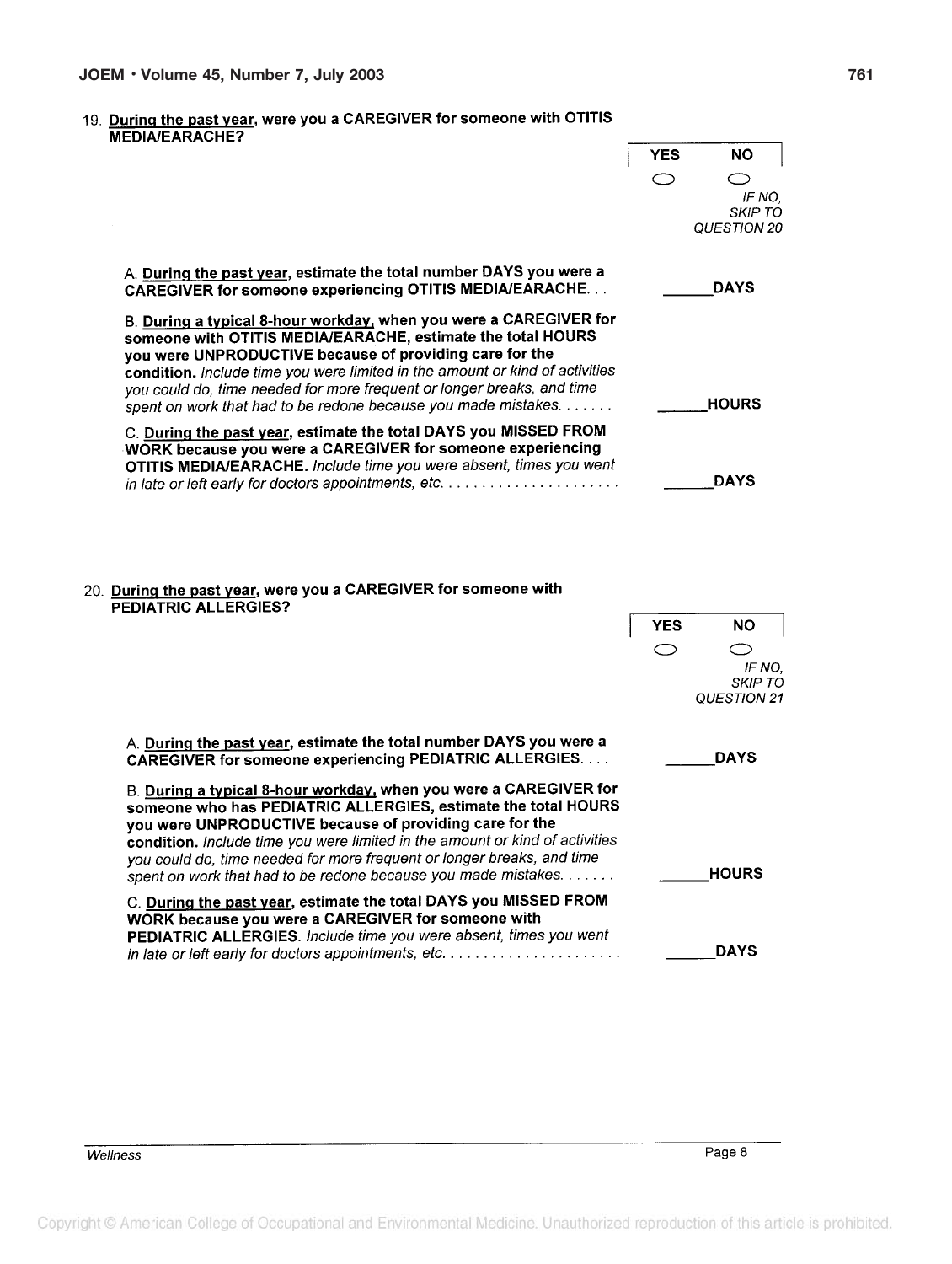19. **<u>During the past year</u>, were you a CAREGIVER for someone with OTITIS MEDIA/EARACHE?**

| YES | NO |
|---|---|
| ○ | ○ *IF NO, SKIP TO QUESTION 20* |

A. **<u>During the past year</u>, estimate the total number DAYS you were a CAREGIVER for someone experiencing OTITIS MEDIA/EARACHE. . .** ______**DAYS**

B. **<u>During a typical 8-hour workday</u>, when you were a CAREGIVER for someone with OTITIS MEDIA/EARACHE, estimate the total HOURS you were UNPRODUCTIVE because of providing care for the condition.** *Include time you were limited in the amount or kind of activities you could do, time needed for more frequent or longer breaks, and time spent on work that had to be redone because you made mistakes. . . . . . .* ______**HOURS**

C. **<u>During the past year</u>, estimate the total DAYS you MISSED FROM WORK because you were a CAREGIVER for someone experiencing OTITIS MEDIA/EARACHE.** *Include time you were absent, times you went in late or left early for doctors appointments, etc. . . . . . . . . . . . . . . . . . . . . .* ______**DAYS**

20. **<u>During the past year</u>, were you a CAREGIVER for someone with PEDIATRIC ALLERGIES?**

| YES | NO |
|---|---|
| ○ | ○ *IF NO, SKIP TO QUESTION 21* |

A. **<u>During the past year</u>, estimate the total number DAYS you were a CAREGIVER for someone experiencing PEDIATRIC ALLERGIES. . . .** ______**DAYS**

B. **<u>During a typical 8-hour workday</u>, when you were a CAREGIVER for someone who has PEDIATRIC ALLERGIES, estimate the total HOURS you were UNPRODUCTIVE because of providing care for the condition.** *Include time you were limited in the amount or kind of activities you could do, time needed for more frequent or longer breaks, and time spent on work that had to be redone because you made mistakes. . . . . . .* ______**HOURS**

C. **<u>During the past year</u>, estimate the total DAYS you MISSED FROM WORK because you were a CAREGIVER for someone with PEDIATRIC ALLERGIES.** *Include time you were absent, times you went in late or left early for doctors appointments, etc. . . . . . . . . . . . . . . . . . . . . .* ______**DAYS**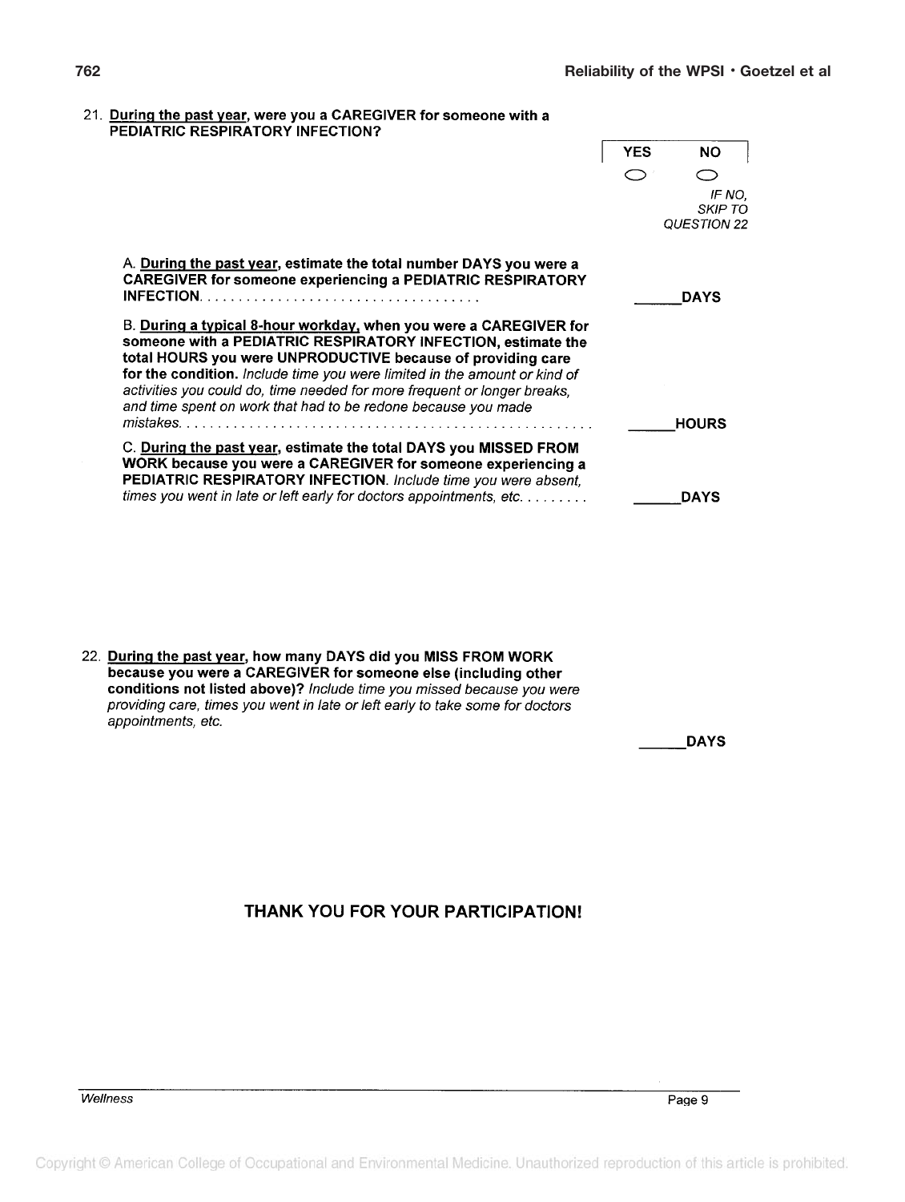21. <u>During the past year</u>, **were you a CAREGIVER for someone with a PEDIATRIC RESPIRATORY INFECTION?**

| YES | NO |
|---|---|
| ○ | ○ |
| | *IF NO, SKIP TO QUESTION 22* |

A. <u>During the past year</u>, **estimate the total number DAYS you were a CAREGIVER for someone experiencing a PEDIATRIC RESPIRATORY INFECTION.** . . . . . . . . . . . . . . . . . . . . . . . . . . . . . . . . . . . \_\_\_\_\_\_**DAYS**

B. <u>During a typical 8-hour workday</u>, **when you were a CAREGIVER for someone with a PEDIATRIC RESPIRATORY INFECTION, estimate the total HOURS you were UNPRODUCTIVE because of providing care for the condition.** *Include time you were limited in the amount or kind of activities you could do, time needed for more frequent or longer breaks, and time spent on work that had to be redone because you made mistakes.* . . . . . . . . . . . . . . . . . . . . . . . . . . . . . . . . . . . . . . . . . . . . . . . . . . . . \_\_\_\_\_\_**HOURS**

C. <u>During the past year</u>, **estimate the total DAYS you MISSED FROM WORK because you were a CAREGIVER for someone experiencing a PEDIATRIC RESPIRATORY INFECTION.** *Include time you were absent, times you went in late or left early for doctors appointments, etc.* . . . . . . . . . \_\_\_\_\_\_**DAYS**

22. <u>During the past year</u>, **how many DAYS did you MISS FROM WORK because you were a CAREGIVER for someone else (including other conditions not listed above)?** *Include time you missed because you were providing care, times you went in late or left early to take some for doctors appointments, etc.*

\_\_\_\_\_\_**DAYS**

## THANK YOU FOR YOUR PARTICIPATION!

*Wellness*